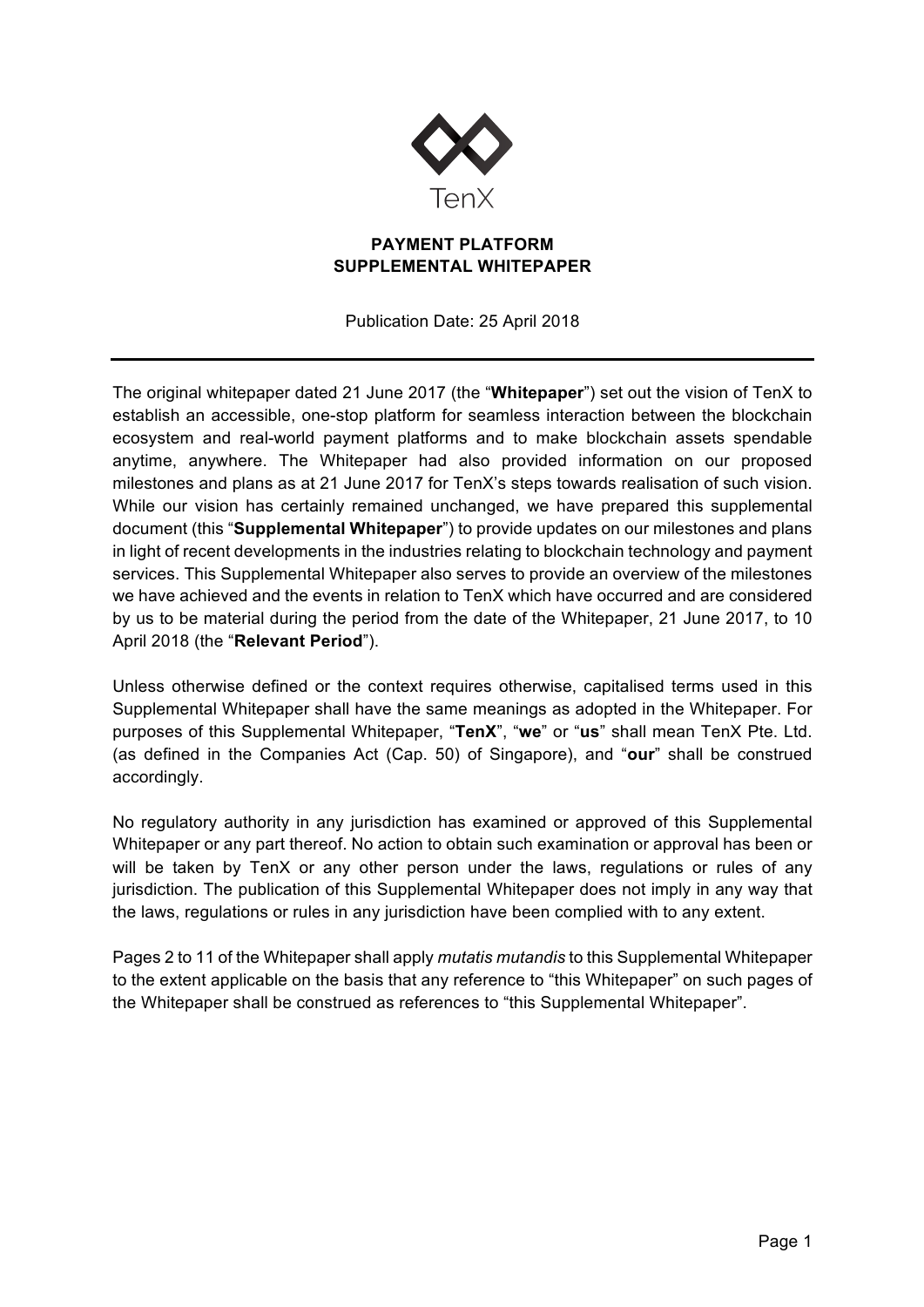TenX

# PAYMENT PLATFORM
# SUPPLEMENTAL WHITEPAPER

Publication Date: 25 April 2018

---

The original whitepaper dated 21 June 2017 (the "**Whitepaper**") set out the vision of TenX to establish an accessible, one-stop platform for seamless interaction between the blockchain ecosystem and real-world payment platforms and to make blockchain assets spendable anytime, anywhere. The Whitepaper had also provided information on our proposed milestones and plans as at 21 June 2017 for TenX's steps towards realisation of such vision. While our vision has certainly remained unchanged, we have prepared this supplemental document (this "**Supplemental Whitepaper**") to provide updates on our milestones and plans in light of recent developments in the industries relating to blockchain technology and payment services. This Supplemental Whitepaper also serves to provide an overview of the milestones we have achieved and the events in relation to TenX which have occurred and are considered by us to be material during the period from the date of the Whitepaper, 21 June 2017, to 10 April 2018 (the "**Relevant Period**").

Unless otherwise defined or the context requires otherwise, capitalised terms used in this Supplemental Whitepaper shall have the same meanings as adopted in the Whitepaper. For purposes of this Supplemental Whitepaper, "**TenX**", "**we**" or "**us**" shall mean TenX Pte. Ltd. (as defined in the Companies Act (Cap. 50) of Singapore), and "**our**" shall be construed accordingly.

No regulatory authority in any jurisdiction has examined or approved of this Supplemental Whitepaper or any part thereof. No action to obtain such examination or approval has been or will be taken by TenX or any other person under the laws, regulations or rules of any jurisdiction. The publication of this Supplemental Whitepaper does not imply in any way that the laws, regulations or rules in any jurisdiction have been complied with to any extent.

Pages 2 to 11 of the Whitepaper shall apply *mutatis mutandis* to this Supplemental Whitepaper to the extent applicable on the basis that any reference to "this Whitepaper" on such pages of the Whitepaper shall be construed as references to "this Supplemental Whitepaper".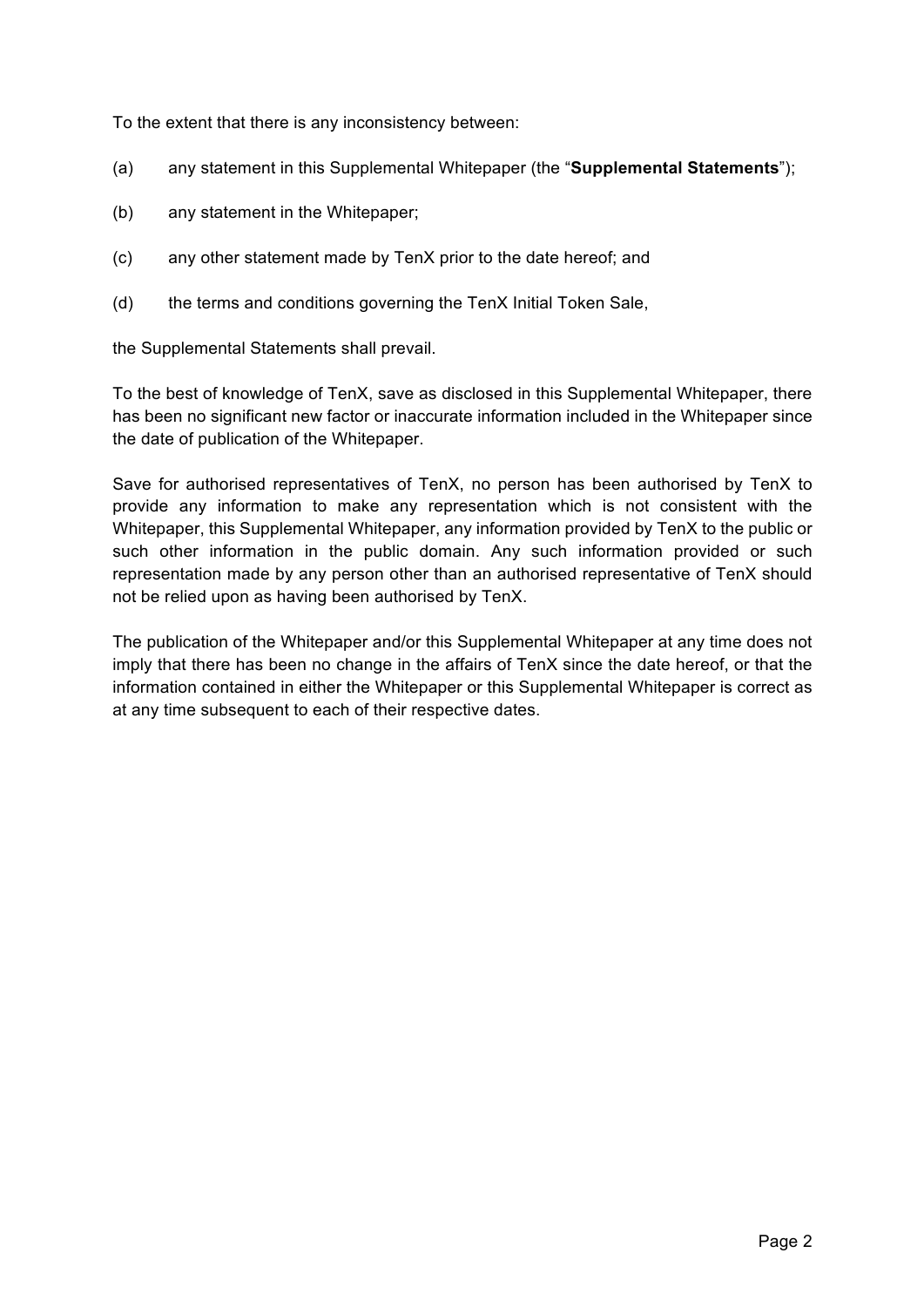To the extent that there is any inconsistency between:

(a) any statement in this Supplemental Whitepaper (the "**Supplemental Statements**");

(b) any statement in the Whitepaper;

(c) any other statement made by TenX prior to the date hereof; and

(d) the terms and conditions governing the TenX Initial Token Sale,

the Supplemental Statements shall prevail.

To the best of knowledge of TenX, save as disclosed in this Supplemental Whitepaper, there has been no significant new factor or inaccurate information included in the Whitepaper since the date of publication of the Whitepaper.

Save for authorised representatives of TenX, no person has been authorised by TenX to provide any information to make any representation which is not consistent with the Whitepaper, this Supplemental Whitepaper, any information provided by TenX to the public or such other information in the public domain. Any such information provided or such representation made by any person other than an authorised representative of TenX should not be relied upon as having been authorised by TenX.

The publication of the Whitepaper and/or this Supplemental Whitepaper at any time does not imply that there has been no change in the affairs of TenX since the date hereof, or that the information contained in either the Whitepaper or this Supplemental Whitepaper is correct as at any time subsequent to each of their respective dates.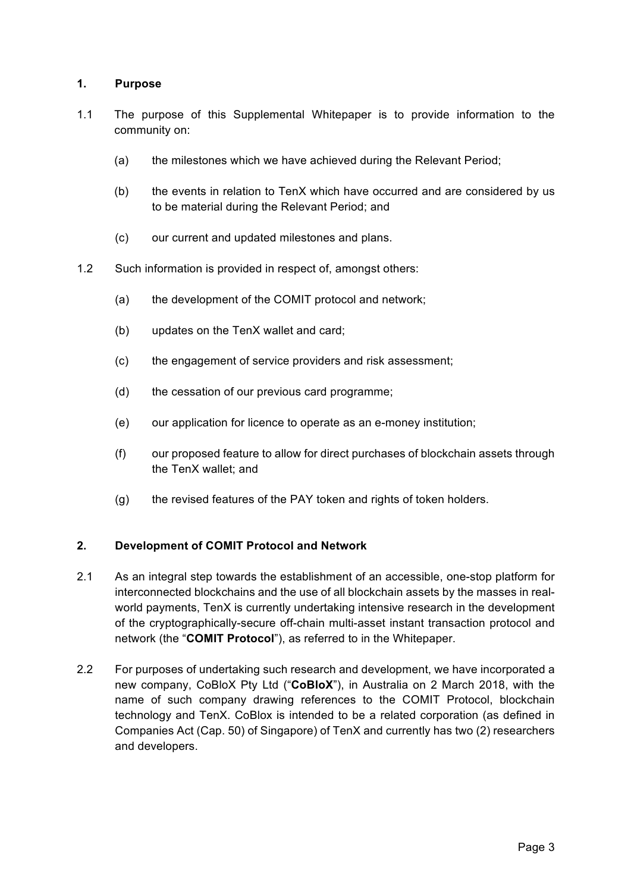## 1. Purpose

1.1 The purpose of this Supplemental Whitepaper is to provide information to the community on:

(a) the milestones which we have achieved during the Relevant Period;

(b) the events in relation to TenX which have occurred and are considered by us to be material during the Relevant Period; and

(c) our current and updated milestones and plans.

1.2 Such information is provided in respect of, amongst others:

(a) the development of the COMIT protocol and network;

(b) updates on the TenX wallet and card;

(c) the engagement of service providers and risk assessment;

(d) the cessation of our previous card programme;

(e) our application for licence to operate as an e-money institution;

(f) our proposed feature to allow for direct purchases of blockchain assets through the TenX wallet; and

(g) the revised features of the PAY token and rights of token holders.

## 2. Development of COMIT Protocol and Network

2.1 As an integral step towards the establishment of an accessible, one-stop platform for interconnected blockchains and the use of all blockchain assets by the masses in real-world payments, TenX is currently undertaking intensive research in the development of the cryptographically-secure off-chain multi-asset instant transaction protocol and network (the "**COMIT Protocol**"), as referred to in the Whitepaper.

2.2 For purposes of undertaking such research and development, we have incorporated a new company, CoBloX Pty Ltd ("**CoBloX**"), in Australia on 2 March 2018, with the name of such company drawing references to the COMIT Protocol, blockchain technology and TenX. CoBlox is intended to be a related corporation (as defined in Companies Act (Cap. 50) of Singapore) of TenX and currently has two (2) researchers and developers.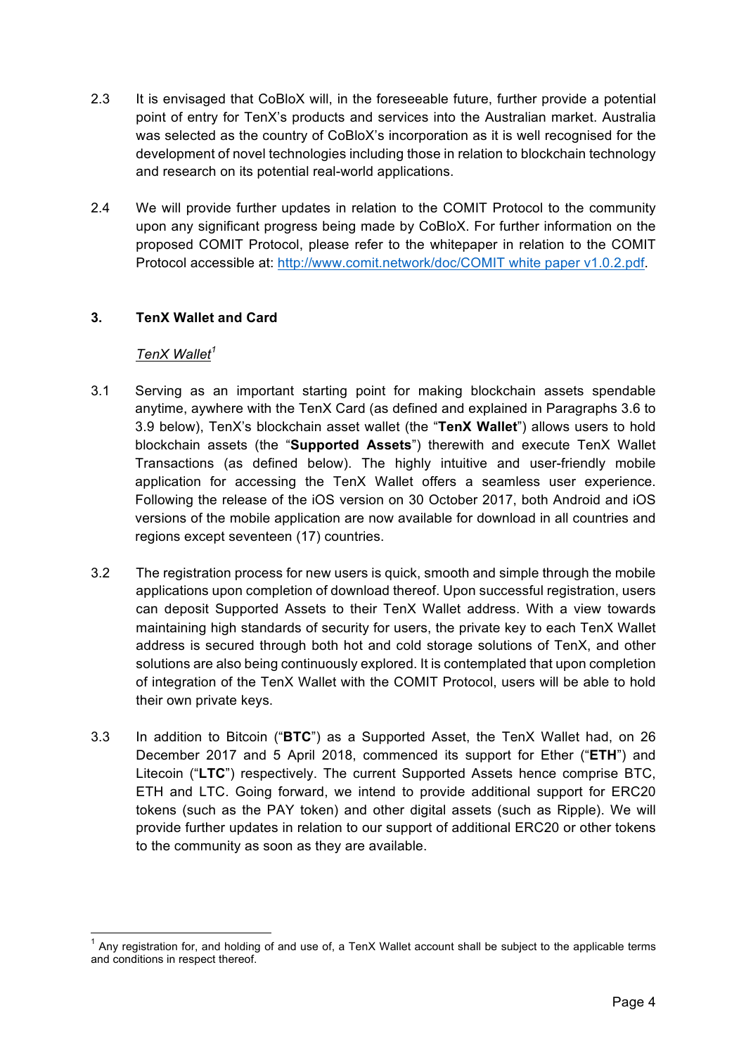2.3 It is envisaged that CoBloX will, in the foreseeable future, further provide a potential point of entry for TenX's products and services into the Australian market. Australia was selected as the country of CoBloX's incorporation as it is well recognised for the development of novel technologies including those in relation to blockchain technology and research on its potential real-world applications.

2.4 We will provide further updates in relation to the COMIT Protocol to the community upon any significant progress being made by CoBloX. For further information on the proposed COMIT Protocol, please refer to the whitepaper in relation to the COMIT Protocol accessible at: http://www.comit.network/doc/COMIT white paper v1.0.2.pdf.

## 3. TenX Wallet and Card

*TenX Wallet*[1]

3.1 Serving as an important starting point for making blockchain assets spendable anytime, aywhere with the TenX Card (as defined and explained in Paragraphs 3.6 to 3.9 below), TenX's blockchain asset wallet (the "**TenX Wallet**") allows users to hold blockchain assets (the "**Supported Assets**") therewith and execute TenX Wallet Transactions (as defined below). The highly intuitive and user-friendly mobile application for accessing the TenX Wallet offers a seamless user experience. Following the release of the iOS version on 30 October 2017, both Android and iOS versions of the mobile application are now available for download in all countries and regions except seventeen (17) countries.

3.2 The registration process for new users is quick, smooth and simple through the mobile applications upon completion of download thereof. Upon successful registration, users can deposit Supported Assets to their TenX Wallet address. With a view towards maintaining high standards of security for users, the private key to each TenX Wallet address is secured through both hot and cold storage solutions of TenX, and other solutions are also being continuously explored. It is contemplated that upon completion of integration of the TenX Wallet with the COMIT Protocol, users will be able to hold their own private keys.

3.3 In addition to Bitcoin ("**BTC**") as a Supported Asset, the TenX Wallet had, on 26 December 2017 and 5 April 2018, commenced its support for Ether ("**ETH**") and Litecoin ("**LTC**") respectively. The current Supported Assets hence comprise BTC, ETH and LTC. Going forward, we intend to provide additional support for ERC20 tokens (such as the PAY token) and other digital assets (such as Ripple). We will provide further updates in relation to our support of additional ERC20 or other tokens to the community as soon as they are available.

---

[1] Any registration for, and holding of and use of, a TenX Wallet account shall be subject to the applicable terms and conditions in respect thereof.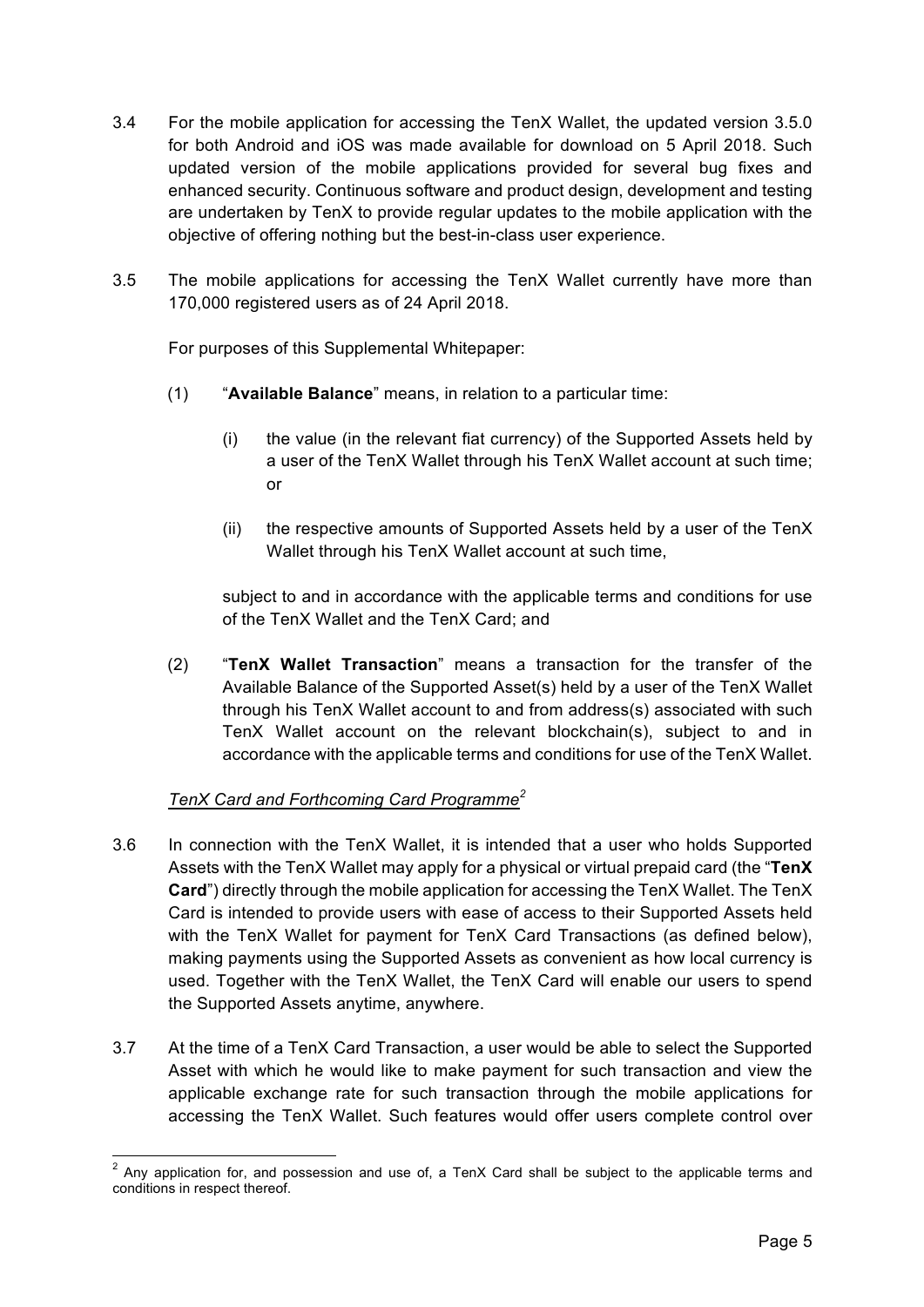3.4 For the mobile application for accessing the TenX Wallet, the updated version 3.5.0 for both Android and iOS was made available for download on 5 April 2018. Such updated version of the mobile applications provided for several bug fixes and enhanced security. Continuous software and product design, development and testing are undertaken by TenX to provide regular updates to the mobile application with the objective of offering nothing but the best-in-class user experience.

3.5 The mobile applications for accessing the TenX Wallet currently have more than 170,000 registered users as of 24 April 2018.

For purposes of this Supplemental Whitepaper:

(1) "**Available Balance**" means, in relation to a particular time:

(i) the value (in the relevant fiat currency) of the Supported Assets held by a user of the TenX Wallet through his TenX Wallet account at such time; or

(ii) the respective amounts of Supported Assets held by a user of the TenX Wallet through his TenX Wallet account at such time,

subject to and in accordance with the applicable terms and conditions for use of the TenX Wallet and the TenX Card; and

(2) "**TenX Wallet Transaction**" means a transaction for the transfer of the Available Balance of the Supported Asset(s) held by a user of the TenX Wallet through his TenX Wallet account to and from address(s) associated with such TenX Wallet account on the relevant blockchain(s), subject to and in accordance with the applicable terms and conditions for use of the TenX Wallet.

*TenX Card and Forthcoming Card Programme*[2]

3.6 In connection with the TenX Wallet, it is intended that a user who holds Supported Assets with the TenX Wallet may apply for a physical or virtual prepaid card (the "**TenX Card**") directly through the mobile application for accessing the TenX Wallet. The TenX Card is intended to provide users with ease of access to their Supported Assets held with the TenX Wallet for payment for TenX Card Transactions (as defined below), making payments using the Supported Assets as convenient as how local currency is used. Together with the TenX Wallet, the TenX Card will enable our users to spend the Supported Assets anytime, anywhere.

3.7 At the time of a TenX Card Transaction, a user would be able to select the Supported Asset with which he would like to make payment for such transaction and view the applicable exchange rate for such transaction through the mobile applications for accessing the TenX Wallet. Such features would offer users complete control over

[2] Any application for, and possession and use of, a TenX Card shall be subject to the applicable terms and conditions in respect thereof.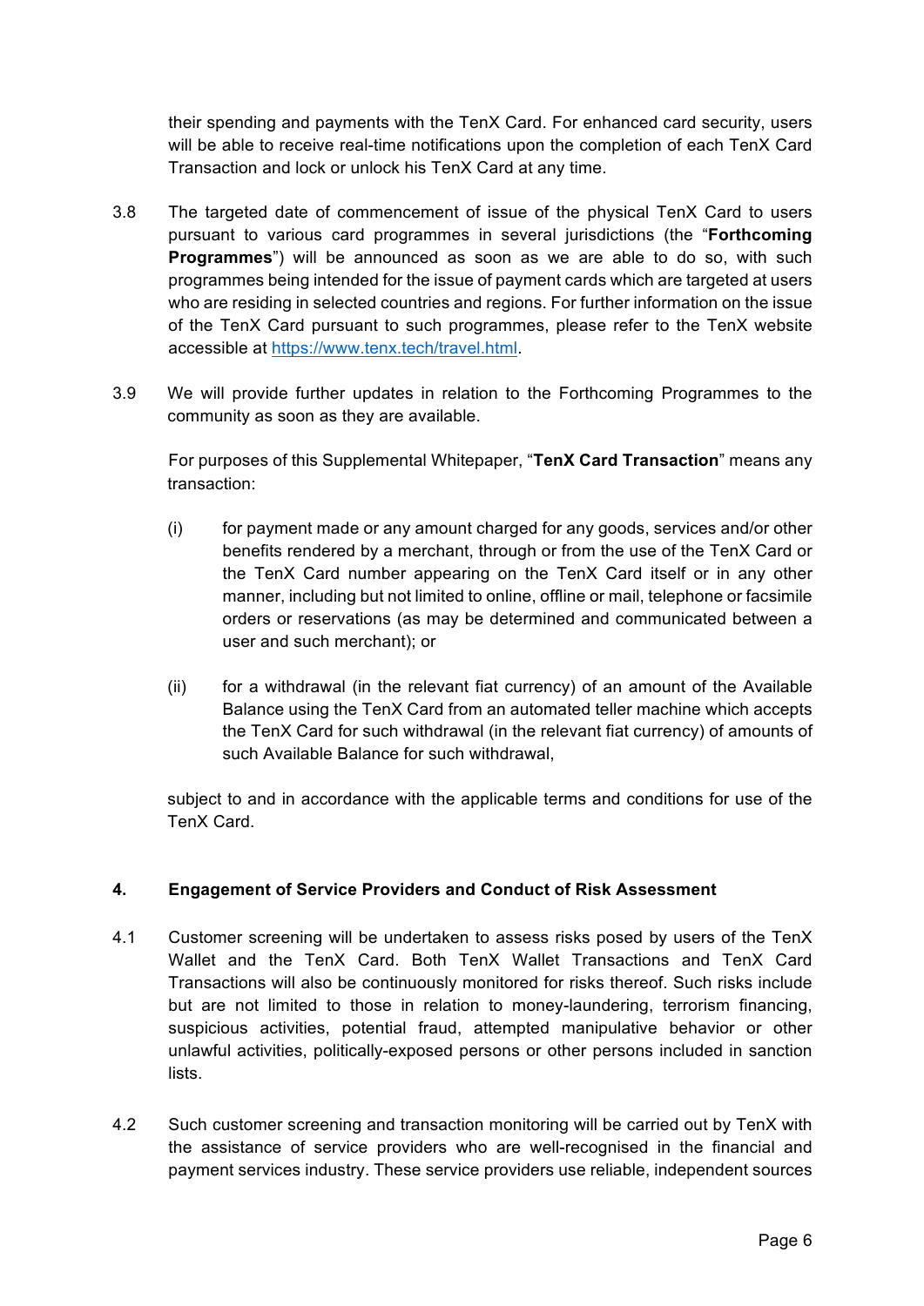their spending and payments with the TenX Card. For enhanced card security, users will be able to receive real-time notifications upon the completion of each TenX Card Transaction and lock or unlock his TenX Card at any time.

3.8 The targeted date of commencement of issue of the physical TenX Card to users pursuant to various card programmes in several jurisdictions (the "**Forthcoming Programmes**") will be announced as soon as we are able to do so, with such programmes being intended for the issue of payment cards which are targeted at users who are residing in selected countries and regions. For further information on the issue of the TenX Card pursuant to such programmes, please refer to the TenX website accessible at https://www.tenx.tech/travel.html.

3.9 We will provide further updates in relation to the Forthcoming Programmes to the community as soon as they are available.

For purposes of this Supplemental Whitepaper, "**TenX Card Transaction**" means any transaction:

(i) for payment made or any amount charged for any goods, services and/or other benefits rendered by a merchant, through or from the use of the TenX Card or the TenX Card number appearing on the TenX Card itself or in any other manner, including but not limited to online, offline or mail, telephone or facsimile orders or reservations (as may be determined and communicated between a user and such merchant); or

(ii) for a withdrawal (in the relevant fiat currency) of an amount of the Available Balance using the TenX Card from an automated teller machine which accepts the TenX Card for such withdrawal (in the relevant fiat currency) of amounts of such Available Balance for such withdrawal,

subject to and in accordance with the applicable terms and conditions for use of the TenX Card.

## 4. Engagement of Service Providers and Conduct of Risk Assessment

4.1 Customer screening will be undertaken to assess risks posed by users of the TenX Wallet and the TenX Card. Both TenX Wallet Transactions and TenX Card Transactions will also be continuously monitored for risks thereof. Such risks include but are not limited to those in relation to money-laundering, terrorism financing, suspicious activities, potential fraud, attempted manipulative behavior or other unlawful activities, politically-exposed persons or other persons included in sanction lists.

4.2 Such customer screening and transaction monitoring will be carried out by TenX with the assistance of service providers who are well-recognised in the financial and payment services industry. These service providers use reliable, independent sources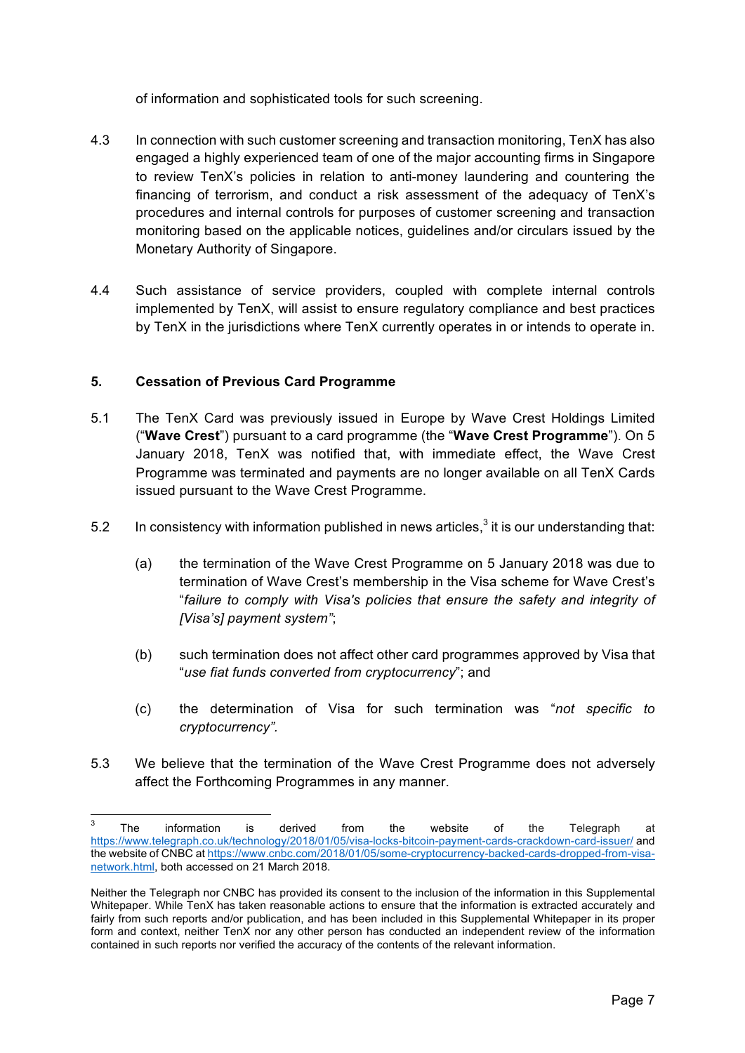of information and sophisticated tools for such screening.

4.3 In connection with such customer screening and transaction monitoring, TenX has also engaged a highly experienced team of one of the major accounting firms in Singapore to review TenX's policies in relation to anti-money laundering and countering the financing of terrorism, and conduct a risk assessment of the adequacy of TenX's procedures and internal controls for purposes of customer screening and transaction monitoring based on the applicable notices, guidelines and/or circulars issued by the Monetary Authority of Singapore.

4.4 Such assistance of service providers, coupled with complete internal controls implemented by TenX, will assist to ensure regulatory compliance and best practices by TenX in the jurisdictions where TenX currently operates in or intends to operate in.

## 5. Cessation of Previous Card Programme

5.1 The TenX Card was previously issued in Europe by Wave Crest Holdings Limited ("**Wave Crest**") pursuant to a card programme (the "**Wave Crest Programme**"). On 5 January 2018, TenX was notified that, with immediate effect, the Wave Crest Programme was terminated and payments are no longer available on all TenX Cards issued pursuant to the Wave Crest Programme.

5.2 In consistency with information published in news articles,[3] it is our understanding that:

(a) the termination of the Wave Crest Programme on 5 January 2018 was due to termination of Wave Crest's membership in the Visa scheme for Wave Crest's "*failure to comply with Visa's policies that ensure the safety and integrity of [Visa's] payment system*";

(b) such termination does not affect other card programmes approved by Visa that "*use fiat funds converted from cryptocurrency*"; and

(c) the determination of Visa for such termination was "*not specific to cryptocurrency".*

5.3 We believe that the termination of the Wave Crest Programme does not adversely affect the Forthcoming Programmes in any manner.

---

[3] The information is derived from the website of the Telegraph at https://www.telegraph.co.uk/technology/2018/01/05/visa-locks-bitcoin-payment-cards-crackdown-card-issuer/ and the website of CNBC at https://www.cnbc.com/2018/01/05/some-cryptocurrency-backed-cards-dropped-from-visa-network.html, both accessed on 21 March 2018.

Neither the Telegraph nor CNBC has provided its consent to the inclusion of the information in this Supplemental Whitepaper. While TenX has taken reasonable actions to ensure that the information is extracted accurately and fairly from such reports and/or publication, and has been included in this Supplemental Whitepaper in its proper form and context, neither TenX nor any other person has conducted an independent review of the information contained in such reports nor verified the accuracy of the contents of the relevant information.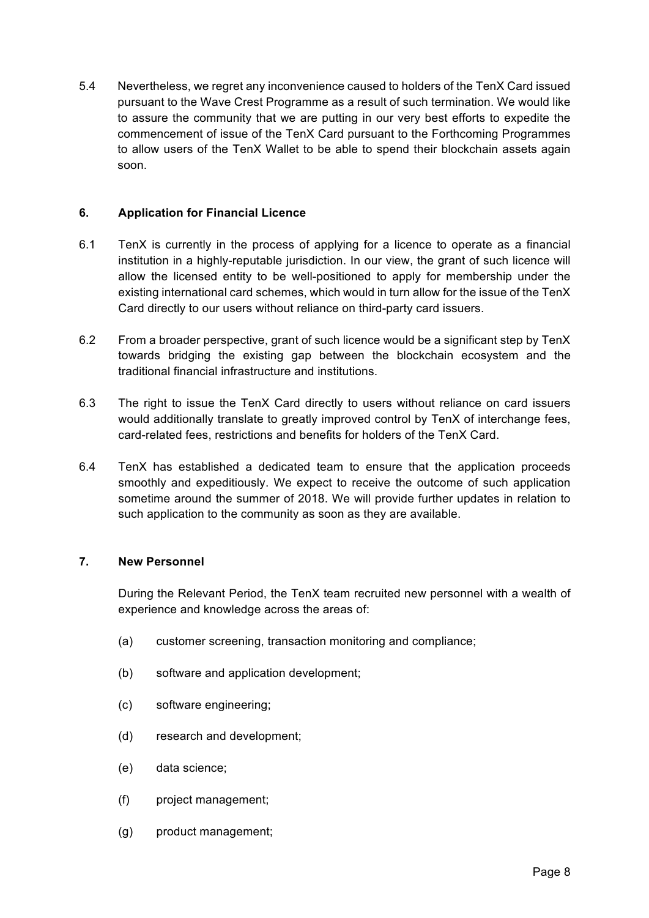5.4 Nevertheless, we regret any inconvenience caused to holders of the TenX Card issued pursuant to the Wave Crest Programme as a result of such termination. We would like to assure the community that we are putting in our very best efforts to expedite the commencement of issue of the TenX Card pursuant to the Forthcoming Programmes to allow users of the TenX Wallet to be able to spend their blockchain assets again soon.

## 6. Application for Financial Licence

6.1 TenX is currently in the process of applying for a licence to operate as a financial institution in a highly-reputable jurisdiction. In our view, the grant of such licence will allow the licensed entity to be well-positioned to apply for membership under the existing international card schemes, which would in turn allow for the issue of the TenX Card directly to our users without reliance on third-party card issuers.

6.2 From a broader perspective, grant of such licence would be a significant step by TenX towards bridging the existing gap between the blockchain ecosystem and the traditional financial infrastructure and institutions.

6.3 The right to issue the TenX Card directly to users without reliance on card issuers would additionally translate to greatly improved control by TenX of interchange fees, card-related fees, restrictions and benefits for holders of the TenX Card.

6.4 TenX has established a dedicated team to ensure that the application proceeds smoothly and expeditiously. We expect to receive the outcome of such application sometime around the summer of 2018. We will provide further updates in relation to such application to the community as soon as they are available.

## 7. New Personnel

During the Relevant Period, the TenX team recruited new personnel with a wealth of experience and knowledge across the areas of:

(a) customer screening, transaction monitoring and compliance;

(b) software and application development;

(c) software engineering;

(d) research and development;

(e) data science;

(f) project management;

(g) product management;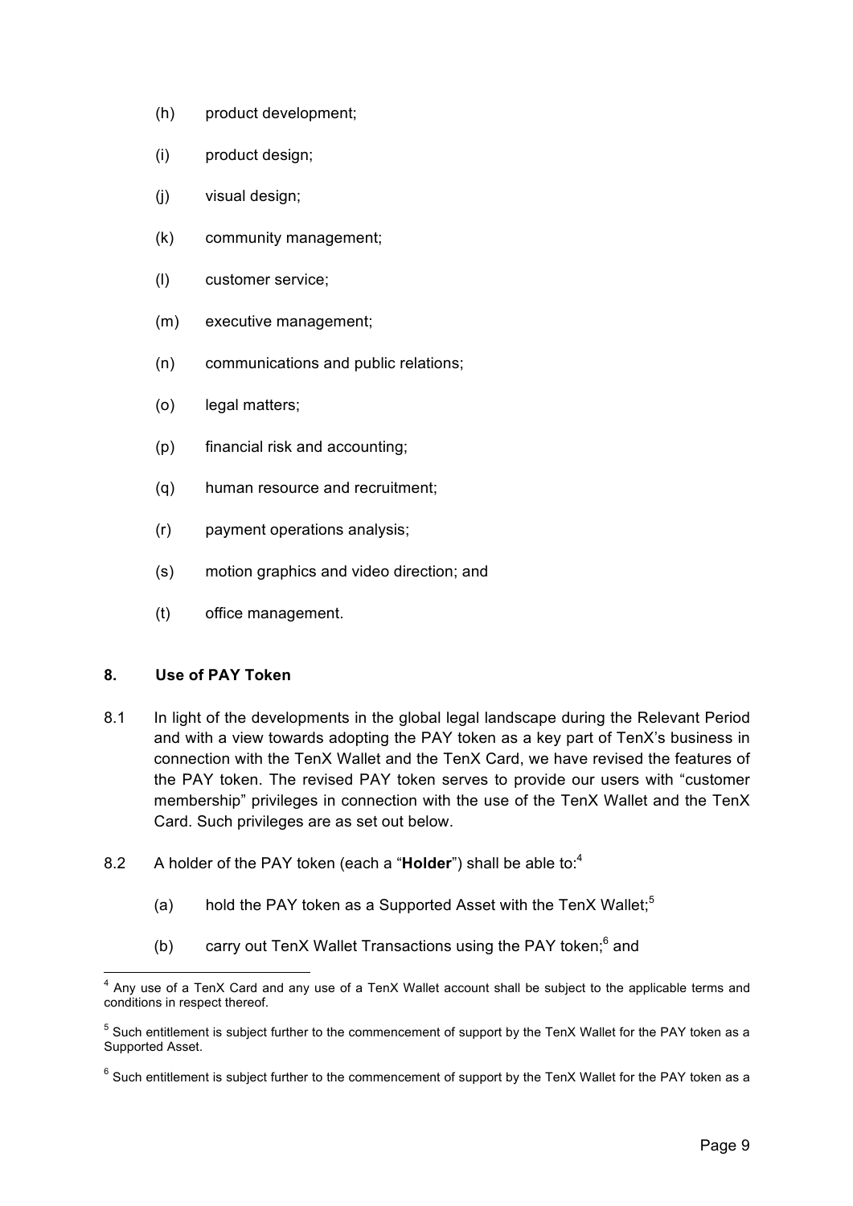(h) product development;

(i) product design;

(j) visual design;

(k) community management;

(l) customer service;

(m) executive management;

(n) communications and public relations;

(o) legal matters;

(p) financial risk and accounting;

(q) human resource and recruitment;

(r) payment operations analysis;

(s) motion graphics and video direction; and

(t) office management.

## 8. Use of PAY Token

8.1 In light of the developments in the global legal landscape during the Relevant Period and with a view towards adopting the PAY token as a key part of TenX's business in connection with the TenX Wallet and the TenX Card, we have revised the features of the PAY token. The revised PAY token serves to provide our users with "customer membership" privileges in connection with the use of the TenX Wallet and the TenX Card. Such privileges are as set out below.

8.2 A holder of the PAY token (each a "**Holder**") shall be able to:[4]

(a) hold the PAY token as a Supported Asset with the TenX Wallet;[5]

(b) carry out TenX Wallet Transactions using the PAY token;[6] and

---

[4] Any use of a TenX Card and any use of a TenX Wallet account shall be subject to the applicable terms and conditions in respect thereof.

[5] Such entitlement is subject further to the commencement of support by the TenX Wallet for the PAY token as a Supported Asset.

[6] Such entitlement is subject further to the commencement of support by the TenX Wallet for the PAY token as a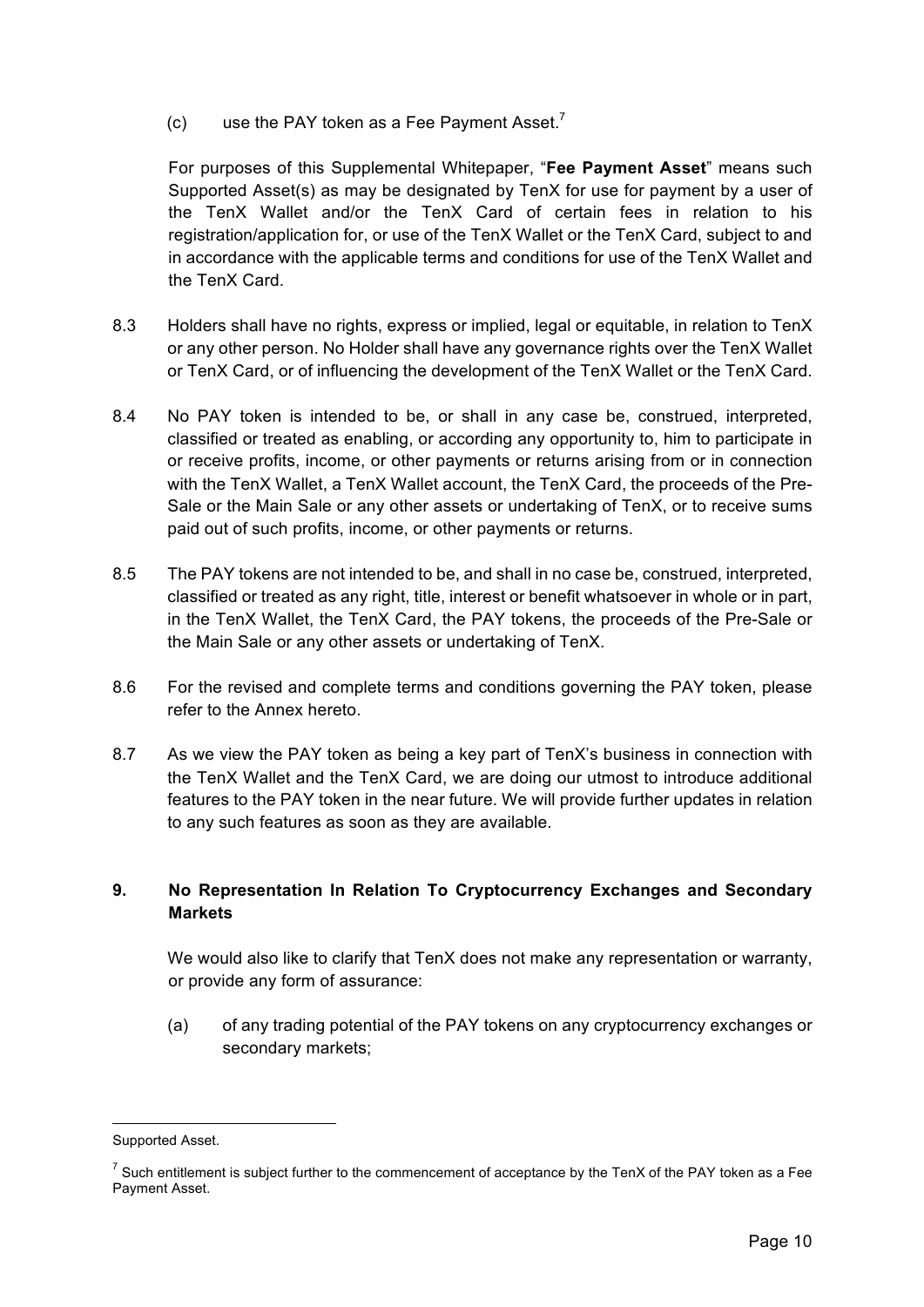(c) use the PAY token as a Fee Payment Asset.[7]

For purposes of this Supplemental Whitepaper, "**Fee Payment Asset**" means such Supported Asset(s) as may be designated by TenX for use for payment by a user of the TenX Wallet and/or the TenX Card of certain fees in relation to his registration/application for, or use of the TenX Wallet or the TenX Card, subject to and in accordance with the applicable terms and conditions for use of the TenX Wallet and the TenX Card.

8.3 Holders shall have no rights, express or implied, legal or equitable, in relation to TenX or any other person. No Holder shall have any governance rights over the TenX Wallet or TenX Card, or of influencing the development of the TenX Wallet or the TenX Card.

8.4 No PAY token is intended to be, or shall in any case be, construed, interpreted, classified or treated as enabling, or according any opportunity to, him to participate in or receive profits, income, or other payments or returns arising from or in connection with the TenX Wallet, a TenX Wallet account, the TenX Card, the proceeds of the Pre-Sale or the Main Sale or any other assets or undertaking of TenX, or to receive sums paid out of such profits, income, or other payments or returns.

8.5 The PAY tokens are not intended to be, and shall in no case be, construed, interpreted, classified or treated as any right, title, interest or benefit whatsoever in whole or in part, in the TenX Wallet, the TenX Card, the PAY tokens, the proceeds of the Pre-Sale or the Main Sale or any other assets or undertaking of TenX.

8.6 For the revised and complete terms and conditions governing the PAY token, please refer to the Annex hereto.

8.7 As we view the PAY token as being a key part of TenX's business in connection with the TenX Wallet and the TenX Card, we are doing our utmost to introduce additional features to the PAY token in the near future. We will provide further updates in relation to any such features as soon as they are available.

## 9. No Representation In Relation To Cryptocurrency Exchanges and Secondary Markets

We would also like to clarify that TenX does not make any representation or warranty, or provide any form of assurance:

(a) of any trading potential of the PAY tokens on any cryptocurrency exchanges or secondary markets;

---

Supported Asset.

[7] Such entitlement is subject further to the commencement of acceptance by the TenX of the PAY token as a Fee Payment Asset.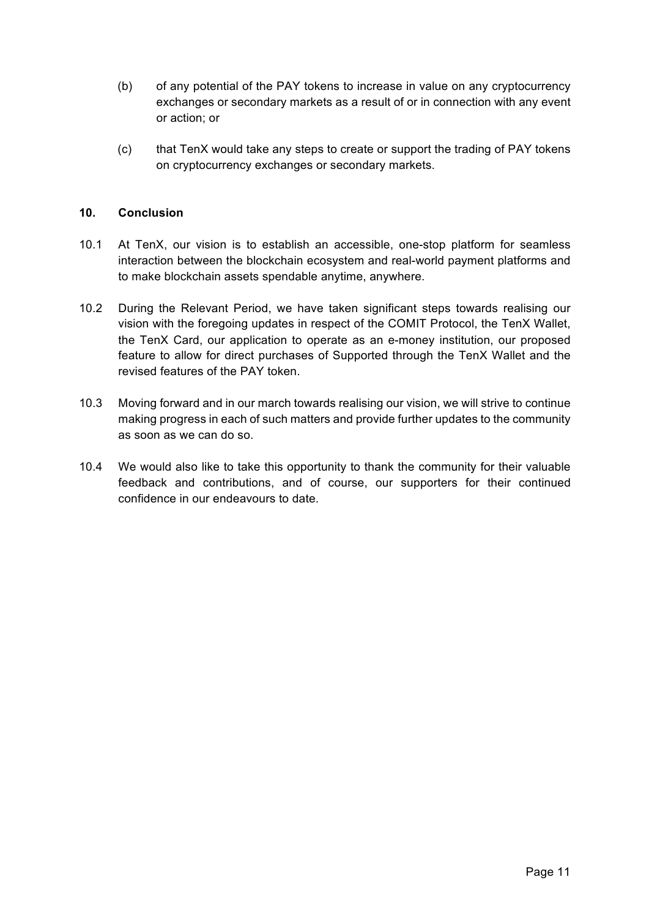(b) of any potential of the PAY tokens to increase in value on any cryptocurrency exchanges or secondary markets as a result of or in connection with any event or action; or

(c) that TenX would take any steps to create or support the trading of PAY tokens on cryptocurrency exchanges or secondary markets.

## 10. Conclusion

10.1 At TenX, our vision is to establish an accessible, one-stop platform for seamless interaction between the blockchain ecosystem and real-world payment platforms and to make blockchain assets spendable anytime, anywhere.

10.2 During the Relevant Period, we have taken significant steps towards realising our vision with the foregoing updates in respect of the COMIT Protocol, the TenX Wallet, the TenX Card, our application to operate as an e-money institution, our proposed feature to allow for direct purchases of Supported through the TenX Wallet and the revised features of the PAY token.

10.3 Moving forward and in our march towards realising our vision, we will strive to continue making progress in each of such matters and provide further updates to the community as soon as we can do so.

10.4 We would also like to take this opportunity to thank the community for their valuable feedback and contributions, and of course, our supporters for their continued confidence in our endeavours to date.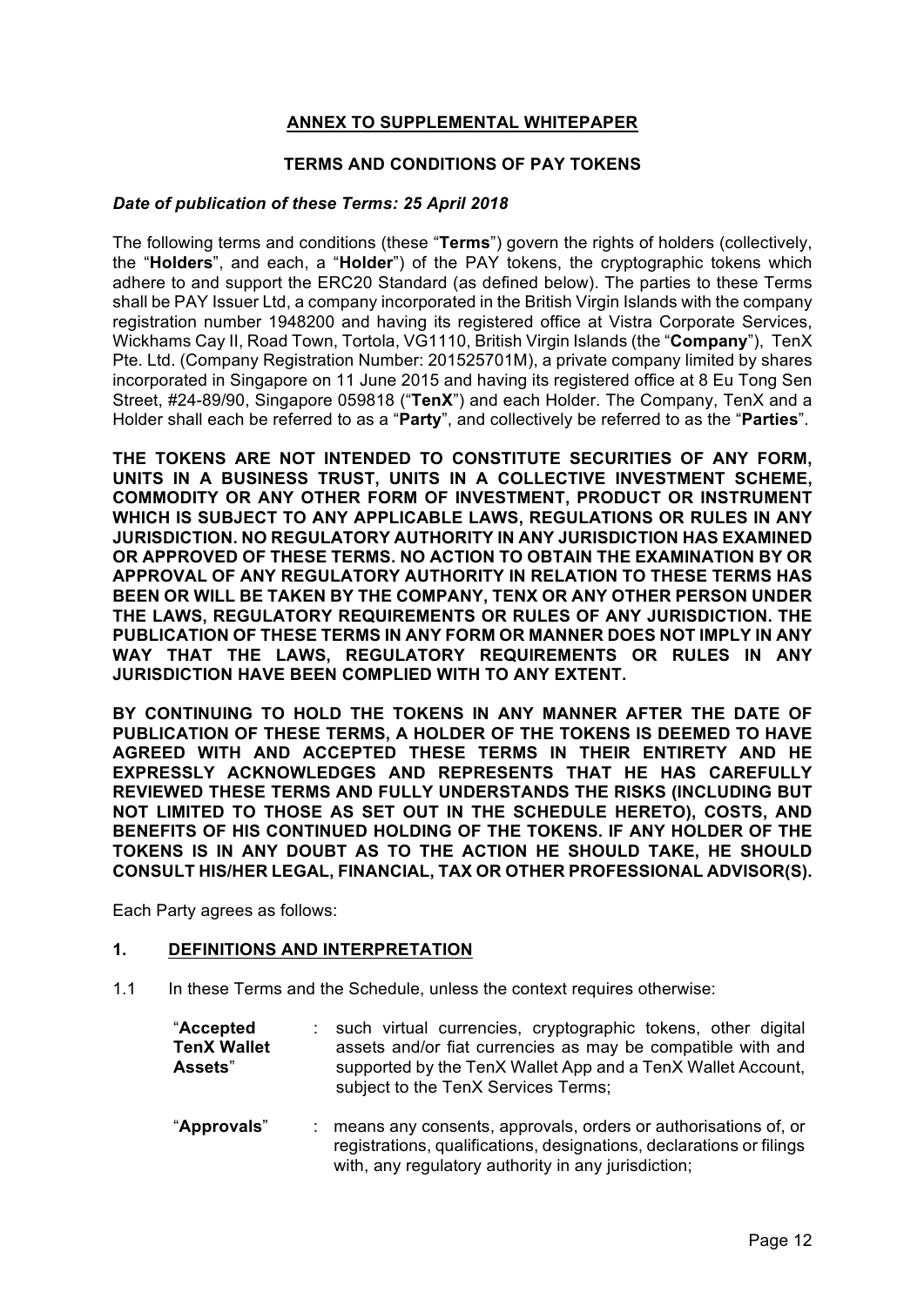# ANNEX TO SUPPLEMENTAL WHITEPAPER

## TERMS AND CONDITIONS OF PAY TOKENS

***Date of publication of these Terms: 25 April 2018***

The following terms and conditions (these "**Terms**") govern the rights of holders (collectively, the "**Holders**", and each, a "**Holder**") of the PAY tokens, the cryptographic tokens which adhere to and support the ERC20 Standard (as defined below). The parties to these Terms shall be PAY Issuer Ltd, a company incorporated in the British Virgin Islands with the company registration number 1948200 and having its registered office at Vistra Corporate Services, Wickhams Cay II, Road Town, Tortola, VG1110, British Virgin Islands (the "**Company**"), TenX Pte. Ltd. (Company Registration Number: 201525701M), a private company limited by shares incorporated in Singapore on 11 June 2015 and having its registered office at 8 Eu Tong Sen Street, #24-89/90, Singapore 059818 ("**TenX**") and each Holder. The Company, TenX and a Holder shall each be referred to as a "**Party**", and collectively be referred to as the "**Parties**".

**THE TOKENS ARE NOT INTENDED TO CONSTITUTE SECURITIES OF ANY FORM, UNITS IN A BUSINESS TRUST, UNITS IN A COLLECTIVE INVESTMENT SCHEME, COMMODITY OR ANY OTHER FORM OF INVESTMENT, PRODUCT OR INSTRUMENT WHICH IS SUBJECT TO ANY APPLICABLE LAWS, REGULATIONS OR RULES IN ANY JURISDICTION. NO REGULATORY AUTHORITY IN ANY JURISDICTION HAS EXAMINED OR APPROVED OF THESE TERMS. NO ACTION TO OBTAIN THE EXAMINATION BY OR APPROVAL OF ANY REGULATORY AUTHORITY IN RELATION TO THESE TERMS HAS BEEN OR WILL BE TAKEN BY THE COMPANY, TENX OR ANY OTHER PERSON UNDER THE LAWS, REGULATORY REQUIREMENTS OR RULES OF ANY JURISDICTION. THE PUBLICATION OF THESE TERMS IN ANY FORM OR MANNER DOES NOT IMPLY IN ANY WAY THAT THE LAWS, REGULATORY REQUIREMENTS OR RULES IN ANY JURISDICTION HAVE BEEN COMPLIED WITH TO ANY EXTENT.**

**BY CONTINUING TO HOLD THE TOKENS IN ANY MANNER AFTER THE DATE OF PUBLICATION OF THESE TERMS, A HOLDER OF THE TOKENS IS DEEMED TO HAVE AGREED WITH AND ACCEPTED THESE TERMS IN THEIR ENTIRETY AND HE EXPRESSLY ACKNOWLEDGES AND REPRESENTS THAT HE HAS CAREFULLY REVIEWED THESE TERMS AND FULLY UNDERSTANDS THE RISKS (INCLUDING BUT NOT LIMITED TO THOSE AS SET OUT IN THE SCHEDULE HERETO), COSTS, AND BENEFITS OF HIS CONTINUED HOLDING OF THE TOKENS. IF ANY HOLDER OF THE TOKENS IS IN ANY DOUBT AS TO THE ACTION HE SHOULD TAKE, HE SHOULD CONSULT HIS/HER LEGAL, FINANCIAL, TAX OR OTHER PROFESSIONAL ADVISOR(S).**

Each Party agrees as follows:

### 1. DEFINITIONS AND INTERPRETATION

1.1 In these Terms and the Schedule, unless the context requires otherwise:

| | | |
|---|---|---|
| "**Accepted TenX Wallet Assets**" | : | such virtual currencies, cryptographic tokens, other digital assets and/or fiat currencies as may be compatible with and supported by the TenX Wallet App and a TenX Wallet Account, subject to the TenX Services Terms; |
| "**Approvals**" | : | means any consents, approvals, orders or authorisations of, or registrations, qualifications, designations, declarations or filings with, any regulatory authority in any jurisdiction; |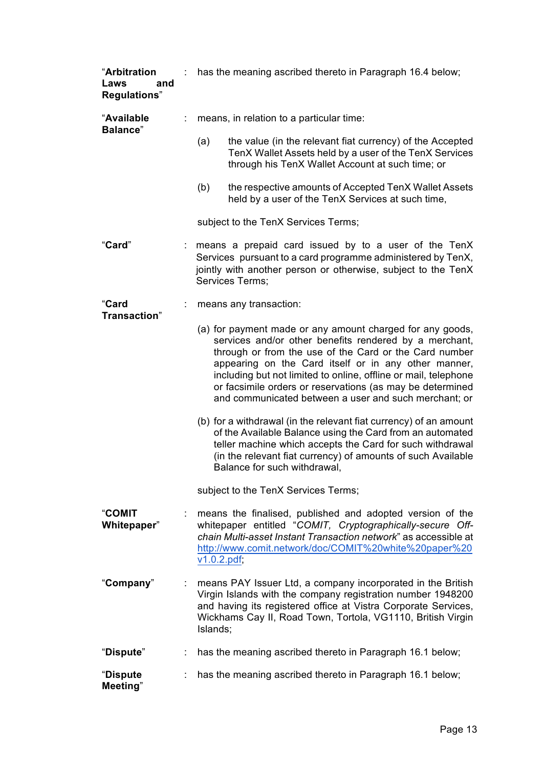"**Arbitration Laws and Regulations**" : has the meaning ascribed thereto in Paragraph 16.4 below;

"**Available Balance**" : means, in relation to a particular time:

(a) the value (in the relevant fiat currency) of the Accepted TenX Wallet Assets held by a user of the TenX Services through his TenX Wallet Account at such time; or

(b) the respective amounts of Accepted TenX Wallet Assets held by a user of the TenX Services at such time,

subject to the TenX Services Terms;

"**Card**" : means a prepaid card issued by to a user of the TenX Services pursuant to a card programme administered by TenX, jointly with another person or otherwise, subject to the TenX Services Terms;

"**Card Transaction**" : means any transaction:

(a) for payment made or any amount charged for any goods, services and/or other benefits rendered by a merchant, through or from the use of the Card or the Card number appearing on the Card itself or in any other manner, including but not limited to online, offline or mail, telephone or facsimile orders or reservations (as may be determined and communicated between a user and such merchant; or

(b) for a withdrawal (in the relevant fiat currency) of an amount of the Available Balance using the Card from an automated teller machine which accepts the Card for such withdrawal (in the relevant fiat currency) of amounts of such Available Balance for such withdrawal,

subject to the TenX Services Terms;

"**COMIT Whitepaper**" : means the finalised, published and adopted version of the whitepaper entitled "*COMIT, Cryptographically-secure Off-chain Multi-asset Instant Transaction network*" as accessible at http://www.comit.network/doc/COMIT%20white%20paper%20v1.0.2.pdf;

"**Company**" : means PAY Issuer Ltd, a company incorporated in the British Virgin Islands with the company registration number 1948200 and having its registered office at Vistra Corporate Services, Wickhams Cay II, Road Town, Tortola, VG1110, British Virgin Islands;

"**Dispute**" : has the meaning ascribed thereto in Paragraph 16.1 below;

"**Dispute Meeting**" : has the meaning ascribed thereto in Paragraph 16.1 below;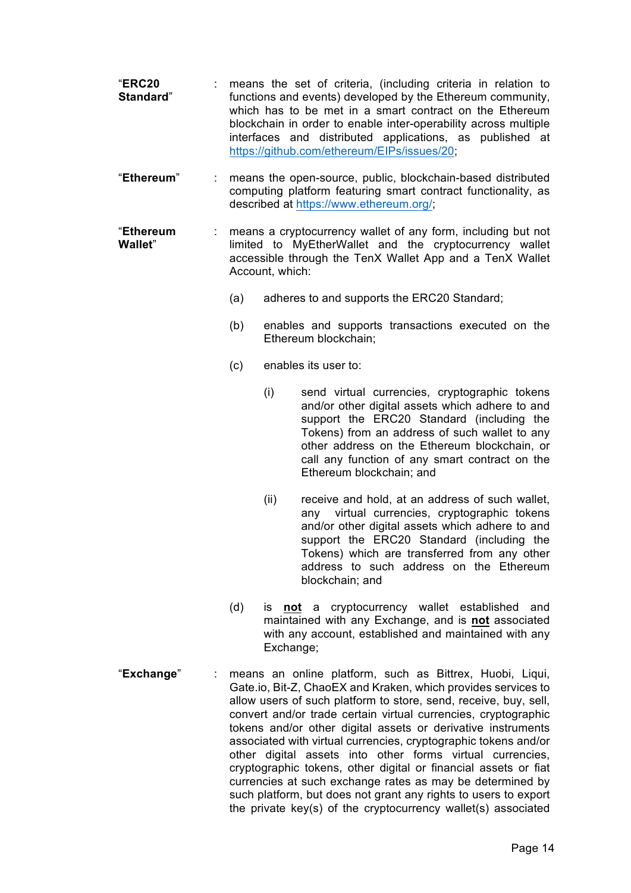"**ERC20 Standard**" : means the set of criteria, (including criteria in relation to functions and events) developed by the Ethereum community, which has to be met in a smart contract on the Ethereum blockchain in order to enable inter-operability across multiple interfaces and distributed applications, as published at https://github.com/ethereum/EIPs/issues/20;

"**Ethereum**" : means the open-source, public, blockchain-based distributed computing platform featuring smart contract functionality, as described at https://www.ethereum.org/;

"**Ethereum Wallet**" : means a cryptocurrency wallet of any form, including but not limited to MyEtherWallet and the cryptocurrency wallet accessible through the TenX Wallet App and a TenX Wallet Account, which:

(a) adheres to and supports the ERC20 Standard;

(b) enables and supports transactions executed on the Ethereum blockchain;

(c) enables its user to:

(i) send virtual currencies, cryptographic tokens and/or other digital assets which adhere to and support the ERC20 Standard (including the Tokens) from an address of such wallet to any other address on the Ethereum blockchain, or call any function of any smart contract on the Ethereum blockchain; and

(ii) receive and hold, at an address of such wallet, any virtual currencies, cryptographic tokens and/or other digital assets which adhere to and support the ERC20 Standard (including the Tokens) which are transferred from any other address to such address on the Ethereum blockchain; and

(d) is **not** a cryptocurrency wallet established and maintained with any Exchange, and is **not** associated with any account, established and maintained with any Exchange;

"**Exchange**" : means an online platform, such as Bittrex, Huobi, Liqui, Gate.io, Bit-Z, ChaoEX and Kraken, which provides services to allow users of such platform to store, send, receive, buy, sell, convert and/or trade certain virtual currencies, cryptographic tokens and/or other digital assets or derivative instruments associated with virtual currencies, cryptographic tokens and/or other digital assets into other forms virtual currencies, cryptographic tokens, other digital or financial assets or fiat currencies at such exchange rates as may be determined by such platform, but does not grant any rights to users to export the private key(s) of the cryptocurrency wallet(s) associated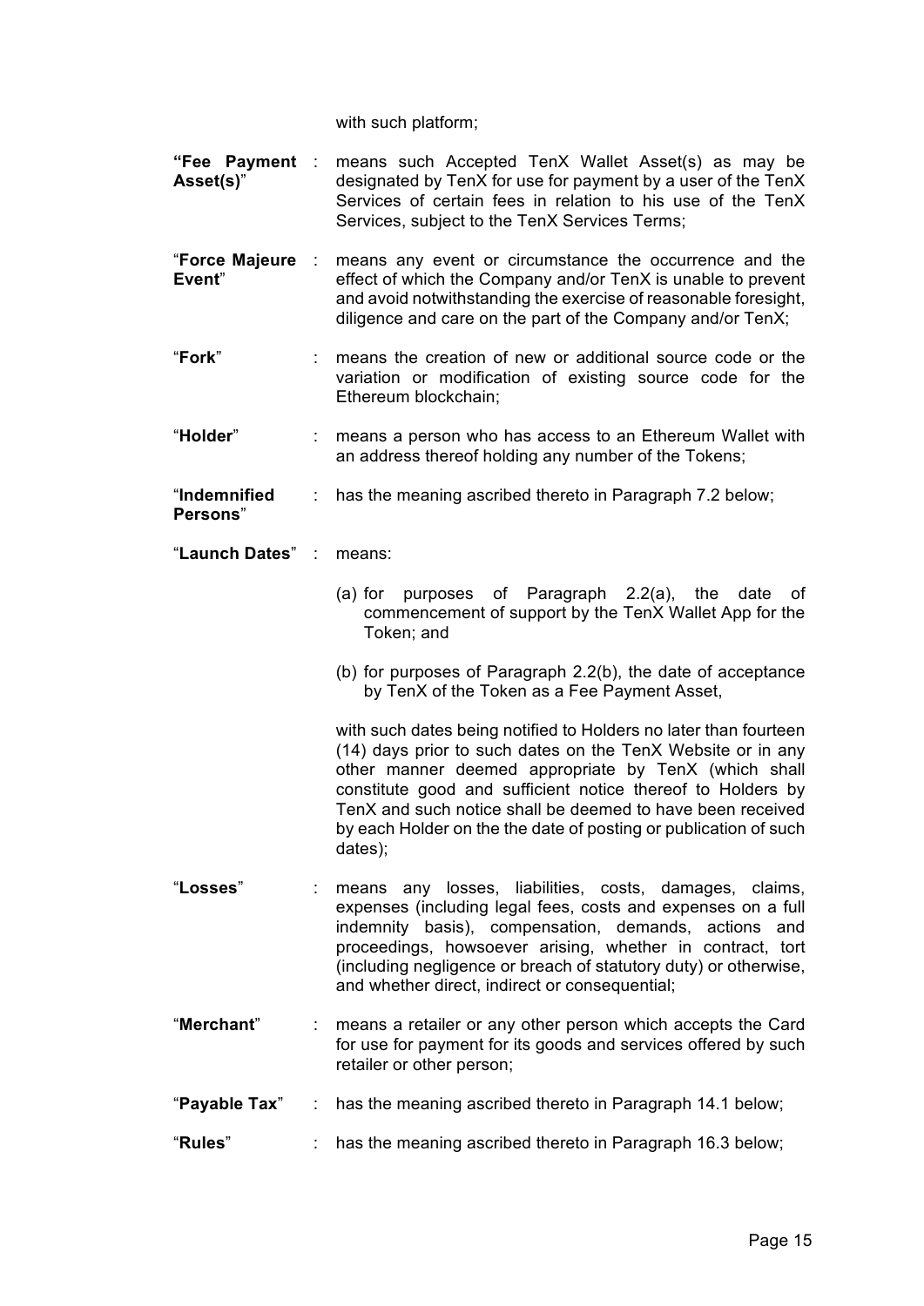with such platform;

**"Fee Payment Asset(s)"** : means such Accepted TenX Wallet Asset(s) as may be designated by TenX for use for payment by a user of the TenX Services of certain fees in relation to his use of the TenX Services, subject to the TenX Services Terms;

"**Force Majeure Event**" : means any event or circumstance the occurrence and the effect of which the Company and/or TenX is unable to prevent and avoid notwithstanding the exercise of reasonable foresight, diligence and care on the part of the Company and/or TenX;

"**Fork**" : means the creation of new or additional source code or the variation or modification of existing source code for the Ethereum blockchain;

"**Holder**" : means a person who has access to an Ethereum Wallet with an address thereof holding any number of the Tokens;

"**Indemnified Persons**" : has the meaning ascribed thereto in Paragraph 7.2 below;

"**Launch Dates**" : means:

(a) for purposes of Paragraph 2.2(a), the date of commencement of support by the TenX Wallet App for the Token; and

(b) for purposes of Paragraph 2.2(b), the date of acceptance by TenX of the Token as a Fee Payment Asset,

with such dates being notified to Holders no later than fourteen (14) days prior to such dates on the TenX Website or in any other manner deemed appropriate by TenX (which shall constitute good and sufficient notice thereof to Holders by TenX and such notice shall be deemed to have been received by each Holder on the the date of posting or publication of such dates);

"**Losses**" : means any losses, liabilities, costs, damages, claims, expenses (including legal fees, costs and expenses on a full indemnity basis), compensation, demands, actions and proceedings, howsoever arising, whether in contract, tort (including negligence or breach of statutory duty) or otherwise, and whether direct, indirect or consequential;

"**Merchant**" : means a retailer or any other person which accepts the Card for use for payment for its goods and services offered by such retailer or other person;

"**Payable Tax**" : has the meaning ascribed thereto in Paragraph 14.1 below;

"**Rules**" : has the meaning ascribed thereto in Paragraph 16.3 below;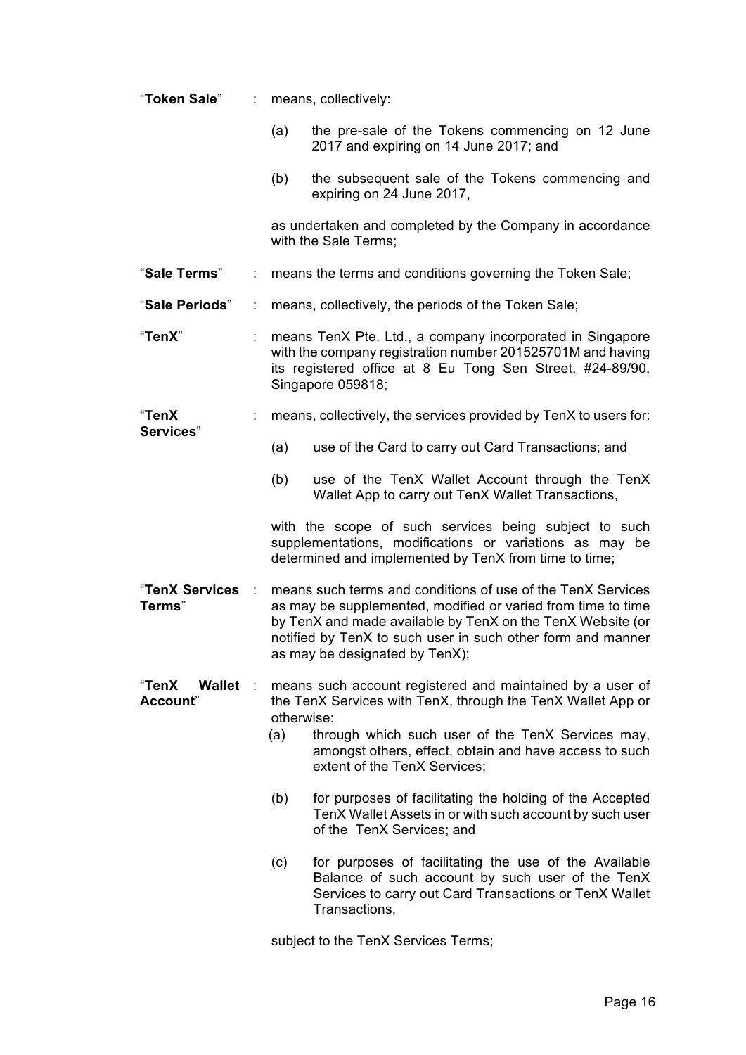"**Token Sale**" : means, collectively:

(a) the pre-sale of the Tokens commencing on 12 June 2017 and expiring on 14 June 2017; and

(b) the subsequent sale of the Tokens commencing and expiring on 24 June 2017,

as undertaken and completed by the Company in accordance with the Sale Terms;

"**Sale Terms**" : means the terms and conditions governing the Token Sale;

"**Sale Periods**" : means, collectively, the periods of the Token Sale;

"**TenX**" : means TenX Pte. Ltd., a company incorporated in Singapore with the company registration number 201525701M and having its registered office at 8 Eu Tong Sen Street, #24-89/90, Singapore 059818;

"**TenX Services**" : means, collectively, the services provided by TenX to users for:

(a) use of the Card to carry out Card Transactions; and

(b) use of the TenX Wallet Account through the TenX Wallet App to carry out TenX Wallet Transactions,

with the scope of such services being subject to such supplementations, modifications or variations as may be determined and implemented by TenX from time to time;

"**TenX Services Terms**" : means such terms and conditions of use of the TenX Services as may be supplemented, modified or varied from time to time by TenX and made available by TenX on the TenX Website (or notified by TenX to such user in such other form and manner as may be designated by TenX);

"**TenX Wallet Account**" : means such account registered and maintained by a user of the TenX Services with TenX, through the TenX Wallet App or otherwise:

(a) through which such user of the TenX Services may, amongst others, effect, obtain and have access to such extent of the TenX Services;

(b) for purposes of facilitating the holding of the Accepted TenX Wallet Assets in or with such account by such user of the TenX Services; and

(c) for purposes of facilitating the use of the Available Balance of such account by such user of the TenX Services to carry out Card Transactions or TenX Wallet Transactions,

subject to the TenX Services Terms;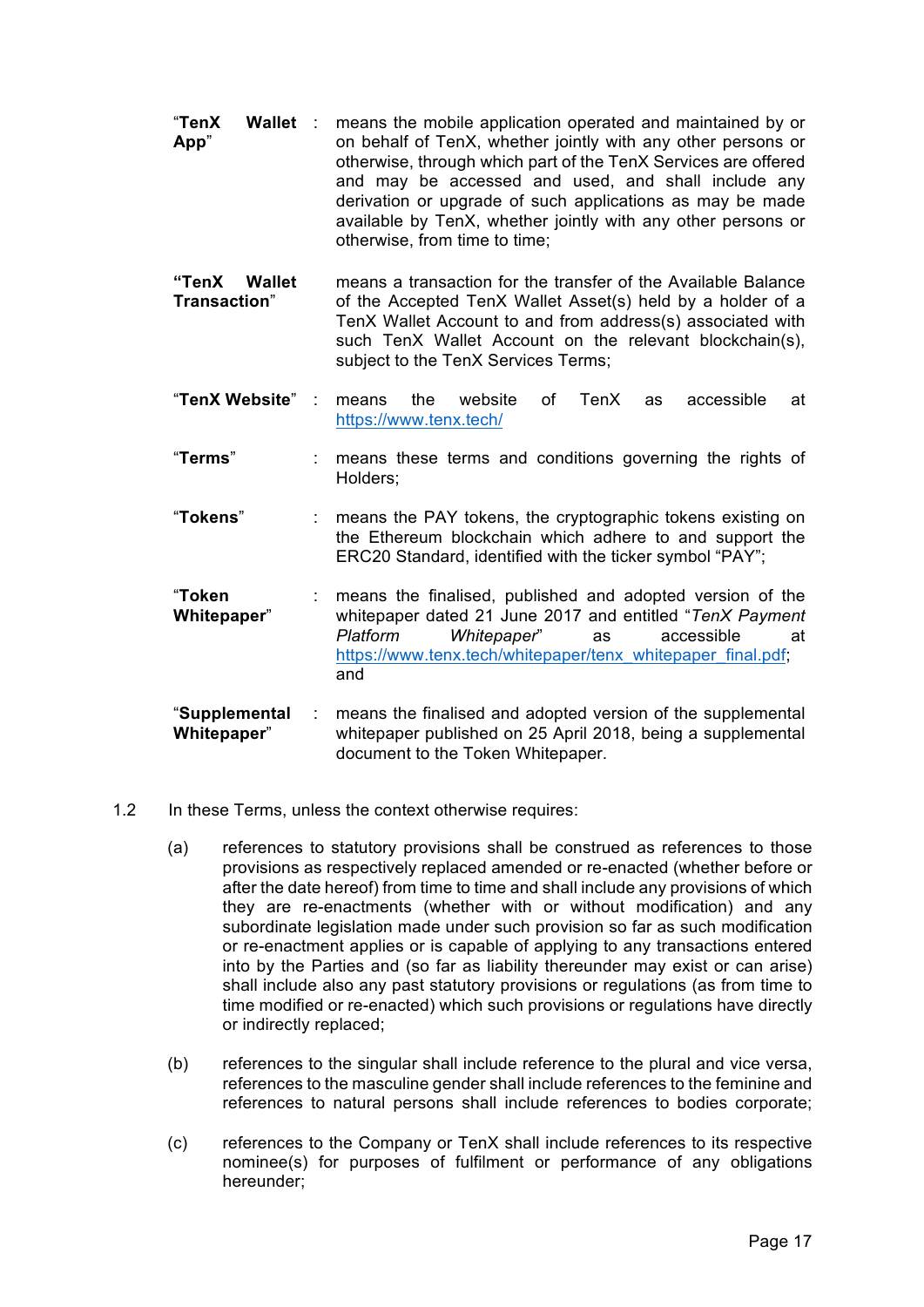"**TenX Wallet App**" : means the mobile application operated and maintained by or on behalf of TenX, whether jointly with any other persons or otherwise, through which part of the TenX Services are offered and may be accessed and used, and shall include any derivation or upgrade of such applications as may be made available by TenX, whether jointly with any other persons or otherwise, from time to time;

"**TenX Wallet Transaction**" means a transaction for the transfer of the Available Balance of the Accepted TenX Wallet Asset(s) held by a holder of a TenX Wallet Account to and from address(s) associated with such TenX Wallet Account on the relevant blockchain(s), subject to the TenX Services Terms;

"**TenX Website**" : means the website of TenX as accessible at https://www.tenx.tech/

"**Terms**" : means these terms and conditions governing the rights of Holders;

"**Tokens**" : means the PAY tokens, the cryptographic tokens existing on the Ethereum blockchain which adhere to and support the ERC20 Standard, identified with the ticker symbol "PAY";

"**Token Whitepaper**" : means the finalised, published and adopted version of the whitepaper dated 21 June 2017 and entitled "*TenX Payment Platform Whitepaper*" as accessible at https://www.tenx.tech/whitepaper/tenx_whitepaper_final.pdf; and

"**Supplemental Whitepaper**" : means the finalised and adopted version of the supplemental whitepaper published on 25 April 2018, being a supplemental document to the Token Whitepaper.

1.2 In these Terms, unless the context otherwise requires:

(a) references to statutory provisions shall be construed as references to those provisions as respectively replaced amended or re-enacted (whether before or after the date hereof) from time to time and shall include any provisions of which they are re-enactments (whether with or without modification) and any subordinate legislation made under such provision so far as such modification or re-enactment applies or is capable of applying to any transactions entered into by the Parties and (so far as liability thereunder may exist or can arise) shall include also any past statutory provisions or regulations (as from time to time modified or re-enacted) which such provisions or regulations have directly or indirectly replaced;

(b) references to the singular shall include reference to the plural and vice versa, references to the masculine gender shall include references to the feminine and references to natural persons shall include references to bodies corporate;

(c) references to the Company or TenX shall include references to its respective nominee(s) for purposes of fulfilment or performance of any obligations hereunder;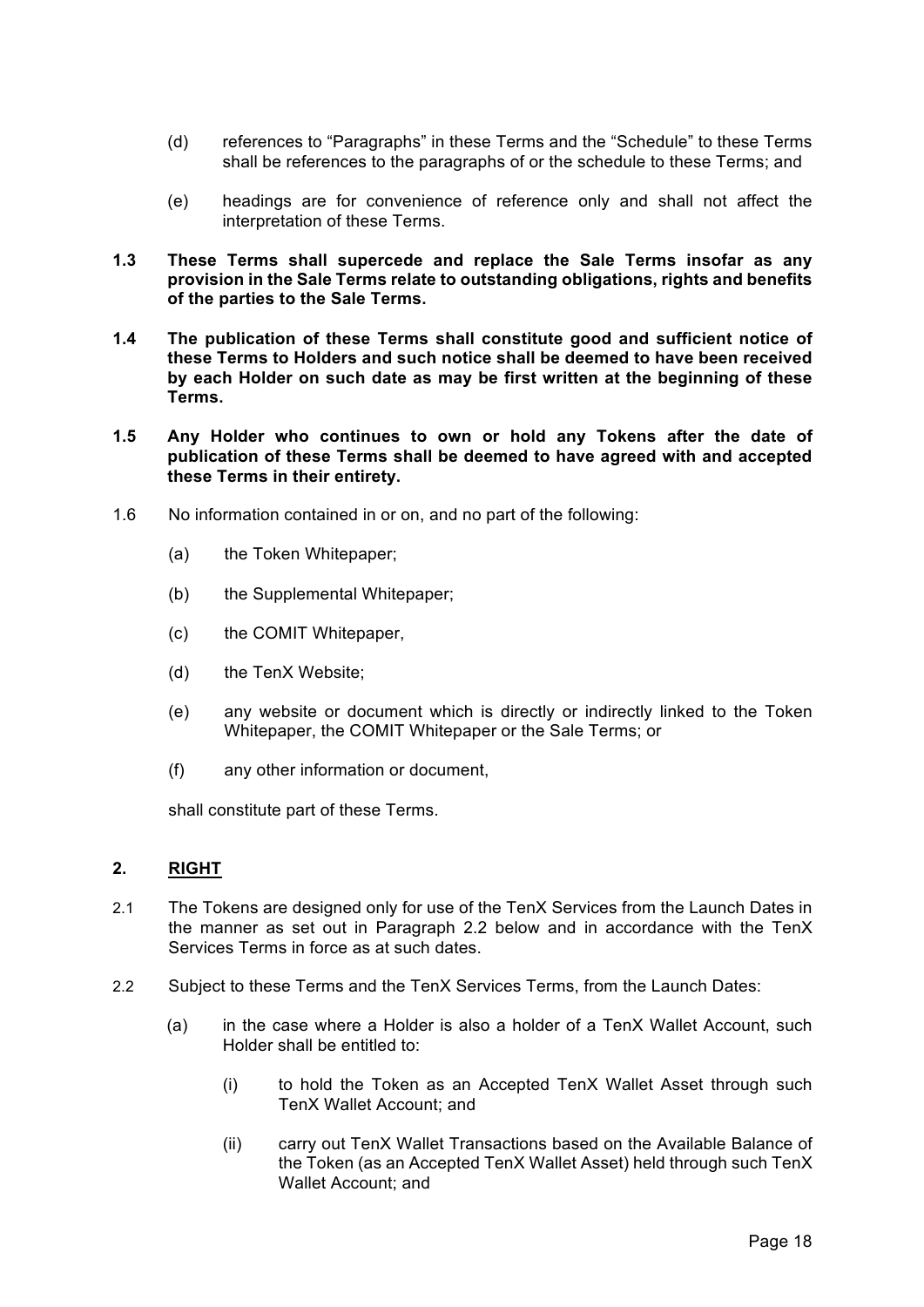(d) references to "Paragraphs" in these Terms and the "Schedule" to these Terms shall be references to the paragraphs of or the schedule to these Terms; and

(e) headings are for convenience of reference only and shall not affect the interpretation of these Terms.

**1.3 These Terms shall supercede and replace the Sale Terms insofar as any provision in the Sale Terms relate to outstanding obligations, rights and benefits of the parties to the Sale Terms.**

**1.4 The publication of these Terms shall constitute good and sufficient notice of these Terms to Holders and such notice shall be deemed to have been received by each Holder on such date as may be first written at the beginning of these Terms.**

**1.5 Any Holder who continues to own or hold any Tokens after the date of publication of these Terms shall be deemed to have agreed with and accepted these Terms in their entirety.**

1.6 No information contained in or on, and no part of the following:

(a) the Token Whitepaper;

(b) the Supplemental Whitepaper;

(c) the COMIT Whitepaper,

(d) the TenX Website;

(e) any website or document which is directly or indirectly linked to the Token Whitepaper, the COMIT Whitepaper or the Sale Terms; or

(f) any other information or document,

shall constitute part of these Terms.

## 2. RIGHT

2.1 The Tokens are designed only for use of the TenX Services from the Launch Dates in the manner as set out in Paragraph 2.2 below and in accordance with the TenX Services Terms in force as at such dates.

2.2 Subject to these Terms and the TenX Services Terms, from the Launch Dates:

(a) in the case where a Holder is also a holder of a TenX Wallet Account, such Holder shall be entitled to:

(i) to hold the Token as an Accepted TenX Wallet Asset through such TenX Wallet Account; and

(ii) carry out TenX Wallet Transactions based on the Available Balance of the Token (as an Accepted TenX Wallet Asset) held through such TenX Wallet Account; and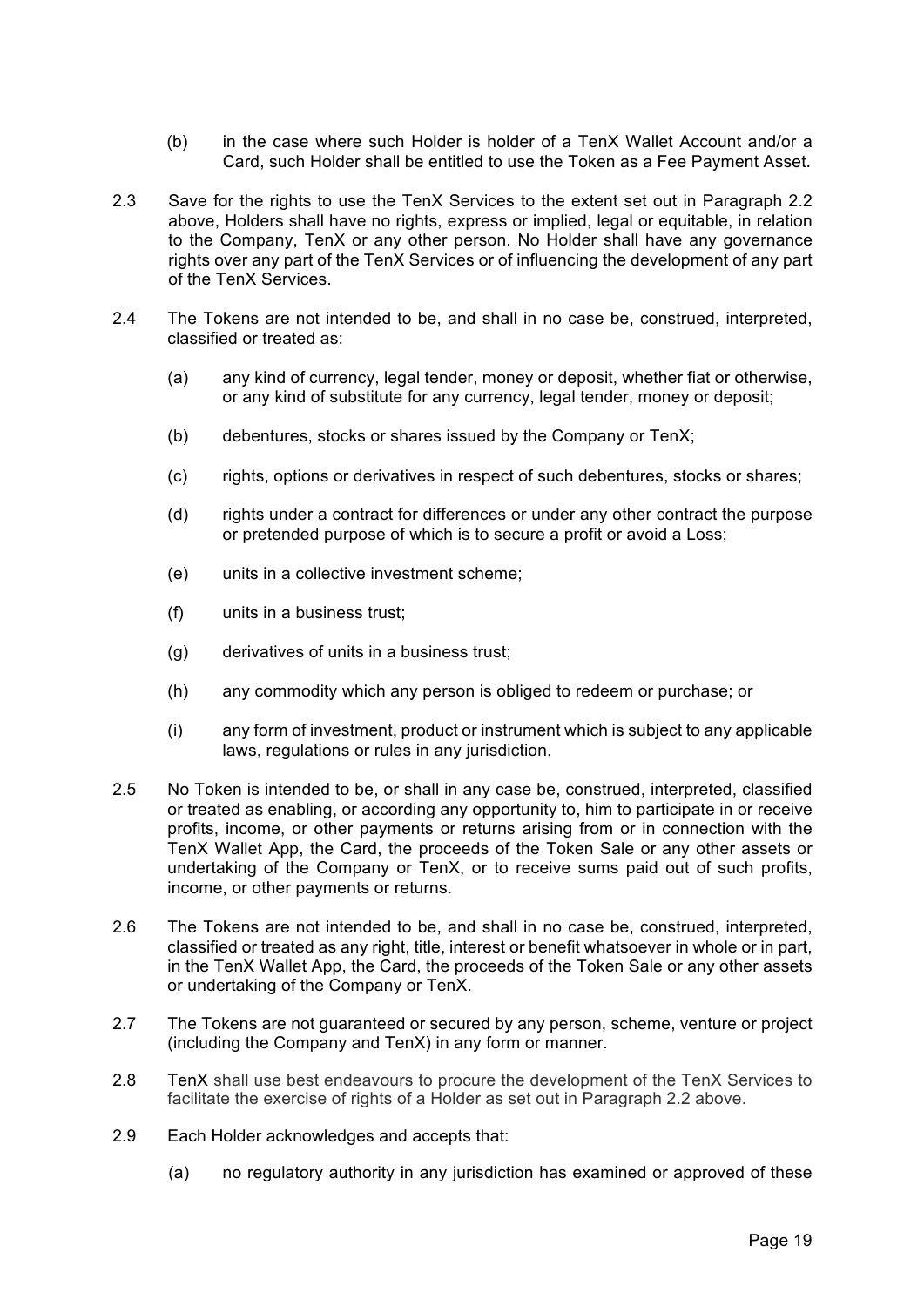(b) in the case where such Holder is holder of a TenX Wallet Account and/or a Card, such Holder shall be entitled to use the Token as a Fee Payment Asset.

2.3 Save for the rights to use the TenX Services to the extent set out in Paragraph 2.2 above, Holders shall have no rights, express or implied, legal or equitable, in relation to the Company, TenX or any other person. No Holder shall have any governance rights over any part of the TenX Services or of influencing the development of any part of the TenX Services.

2.4 The Tokens are not intended to be, and shall in no case be, construed, interpreted, classified or treated as:

(a) any kind of currency, legal tender, money or deposit, whether fiat or otherwise, or any kind of substitute for any currency, legal tender, money or deposit;

(b) debentures, stocks or shares issued by the Company or TenX;

(c) rights, options or derivatives in respect of such debentures, stocks or shares;

(d) rights under a contract for differences or under any other contract the purpose or pretended purpose of which is to secure a profit or avoid a Loss;

(e) units in a collective investment scheme;

(f) units in a business trust;

(g) derivatives of units in a business trust;

(h) any commodity which any person is obliged to redeem or purchase; or

(i) any form of investment, product or instrument which is subject to any applicable laws, regulations or rules in any jurisdiction.

2.5 No Token is intended to be, or shall in any case be, construed, interpreted, classified or treated as enabling, or according any opportunity to, him to participate in or receive profits, income, or other payments or returns arising from or in connection with the TenX Wallet App, the Card, the proceeds of the Token Sale or any other assets or undertaking of the Company or TenX, or to receive sums paid out of such profits, income, or other payments or returns.

2.6 The Tokens are not intended to be, and shall in no case be, construed, interpreted, classified or treated as any right, title, interest or benefit whatsoever in whole or in part, in the TenX Wallet App, the Card, the proceeds of the Token Sale or any other assets or undertaking of the Company or TenX.

2.7 The Tokens are not guaranteed or secured by any person, scheme, venture or project (including the Company and TenX) in any form or manner.

2.8 TenX shall use best endeavours to procure the development of the TenX Services to facilitate the exercise of rights of a Holder as set out in Paragraph 2.2 above.

2.9 Each Holder acknowledges and accepts that:

(a) no regulatory authority in any jurisdiction has examined or approved of these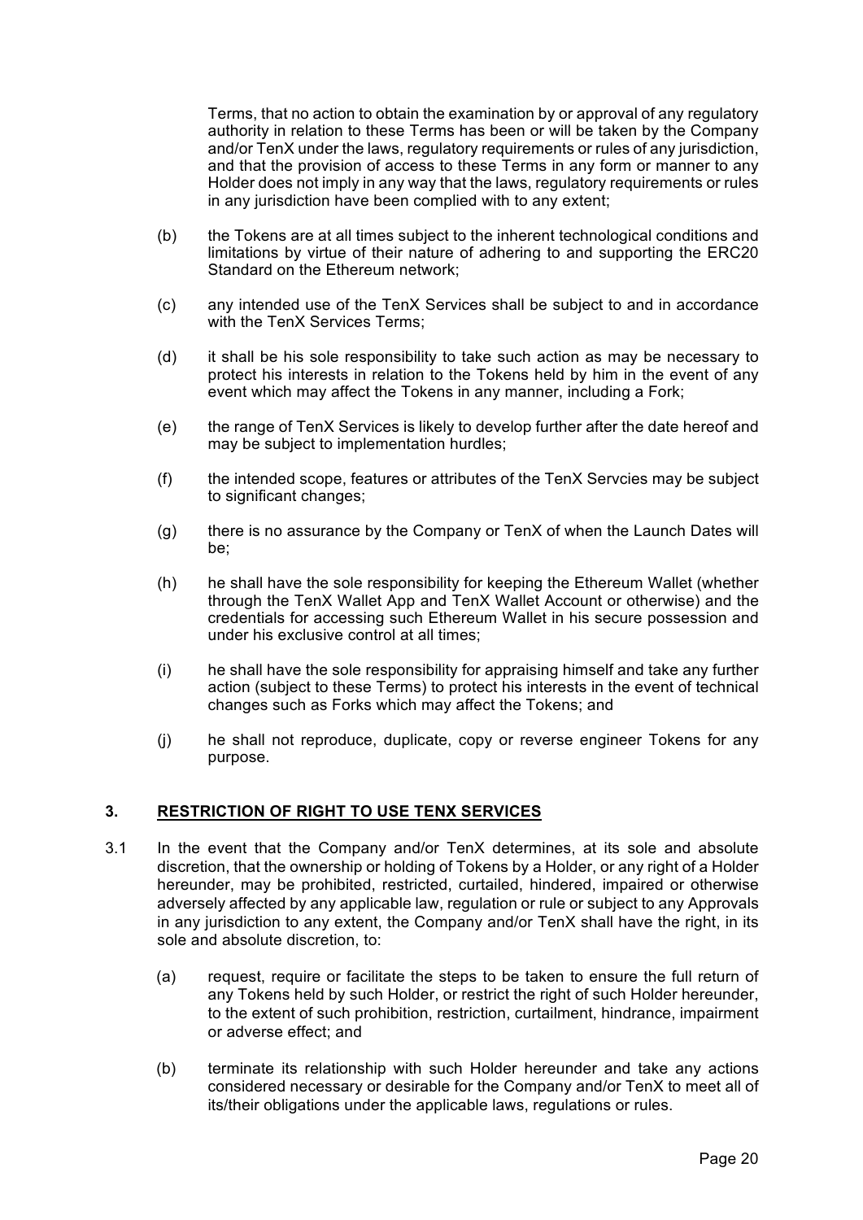Terms, that no action to obtain the examination by or approval of any regulatory authority in relation to these Terms has been or will be taken by the Company and/or TenX under the laws, regulatory requirements or rules of any jurisdiction, and that the provision of access to these Terms in any form or manner to any Holder does not imply in any way that the laws, regulatory requirements or rules in any jurisdiction have been complied with to any extent;

(b) the Tokens are at all times subject to the inherent technological conditions and limitations by virtue of their nature of adhering to and supporting the ERC20 Standard on the Ethereum network;

(c) any intended use of the TenX Services shall be subject to and in accordance with the TenX Services Terms;

(d) it shall be his sole responsibility to take such action as may be necessary to protect his interests in relation to the Tokens held by him in the event of any event which may affect the Tokens in any manner, including a Fork;

(e) the range of TenX Services is likely to develop further after the date hereof and may be subject to implementation hurdles;

(f) the intended scope, features or attributes of the TenX Servcies may be subject to significant changes;

(g) there is no assurance by the Company or TenX of when the Launch Dates will be;

(h) he shall have the sole responsibility for keeping the Ethereum Wallet (whether through the TenX Wallet App and TenX Wallet Account or otherwise) and the credentials for accessing such Ethereum Wallet in his secure possession and under his exclusive control at all times;

(i) he shall have the sole responsibility for appraising himself and take any further action (subject to these Terms) to protect his interests in the event of technical changes such as Forks which may affect the Tokens; and

(j) he shall not reproduce, duplicate, copy or reverse engineer Tokens for any purpose.

## 3. RESTRICTION OF RIGHT TO USE TENX SERVICES

3.1 In the event that the Company and/or TenX determines, at its sole and absolute discretion, that the ownership or holding of Tokens by a Holder, or any right of a Holder hereunder, may be prohibited, restricted, curtailed, hindered, impaired or otherwise adversely affected by any applicable law, regulation or rule or subject to any Approvals in any jurisdiction to any extent, the Company and/or TenX shall have the right, in its sole and absolute discretion, to:

(a) request, require or facilitate the steps to be taken to ensure the full return of any Tokens held by such Holder, or restrict the right of such Holder hereunder, to the extent of such prohibition, restriction, curtailment, hindrance, impairment or adverse effect; and

(b) terminate its relationship with such Holder hereunder and take any actions considered necessary or desirable for the Company and/or TenX to meet all of its/their obligations under the applicable laws, regulations or rules.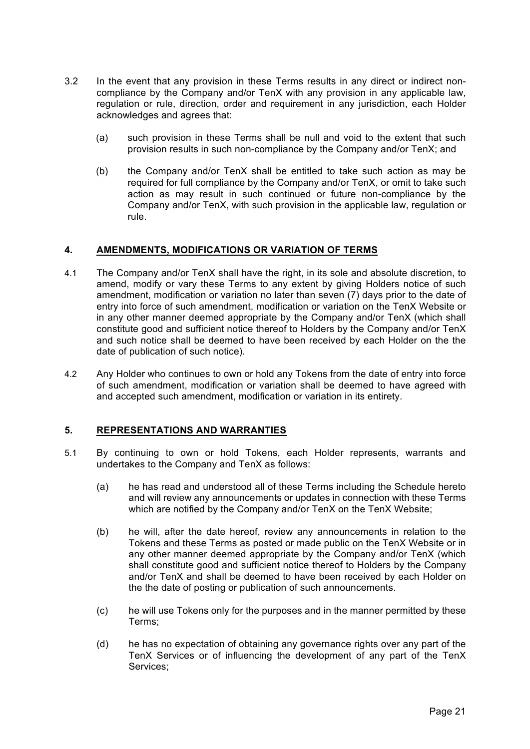3.2 In the event that any provision in these Terms results in any direct or indirect non-compliance by the Company and/or TenX with any provision in any applicable law, regulation or rule, direction, order and requirement in any jurisdiction, each Holder acknowledges and agrees that:

(a) such provision in these Terms shall be null and void to the extent that such provision results in such non-compliance by the Company and/or TenX; and

(b) the Company and/or TenX shall be entitled to take such action as may be required for full compliance by the Company and/or TenX, or omit to take such action as may result in such continued or future non-compliance by the Company and/or TenX, with such provision in the applicable law, regulation or rule.

## 4. AMENDMENTS, MODIFICATIONS OR VARIATION OF TERMS

4.1 The Company and/or TenX shall have the right, in its sole and absolute discretion, to amend, modify or vary these Terms to any extent by giving Holders notice of such amendment, modification or variation no later than seven (7) days prior to the date of entry into force of such amendment, modification or variation on the TenX Website or in any other manner deemed appropriate by the Company and/or TenX (which shall constitute good and sufficient notice thereof to Holders by the Company and/or TenX and such notice shall be deemed to have been received by each Holder on the the date of publication of such notice).

4.2 Any Holder who continues to own or hold any Tokens from the date of entry into force of such amendment, modification or variation shall be deemed to have agreed with and accepted such amendment, modification or variation in its entirety.

## 5. REPRESENTATIONS AND WARRANTIES

5.1 By continuing to own or hold Tokens, each Holder represents, warrants and undertakes to the Company and TenX as follows:

(a) he has read and understood all of these Terms including the Schedule hereto and will review any announcements or updates in connection with these Terms which are notified by the Company and/or TenX on the TenX Website;

(b) he will, after the date hereof, review any announcements in relation to the Tokens and these Terms as posted or made public on the TenX Website or in any other manner deemed appropriate by the Company and/or TenX (which shall constitute good and sufficient notice thereof to Holders by the Company and/or TenX and shall be deemed to have been received by each Holder on the the date of posting or publication of such announcements.

(c) he will use Tokens only for the purposes and in the manner permitted by these Terms;

(d) he has no expectation of obtaining any governance rights over any part of the TenX Services or of influencing the development of any part of the TenX Services;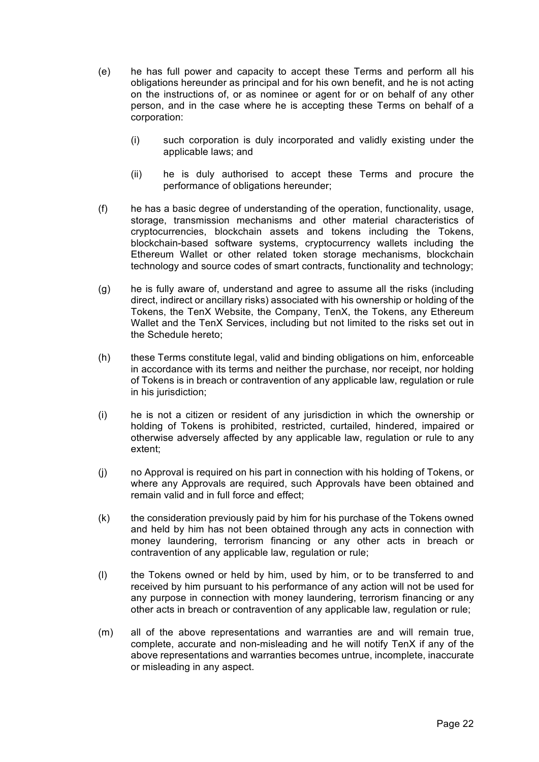(e) he has full power and capacity to accept these Terms and perform all his obligations hereunder as principal and for his own benefit, and he is not acting on the instructions of, or as nominee or agent for or on behalf of any other person, and in the case where he is accepting these Terms on behalf of a corporation:

   (i) such corporation is duly incorporated and validly existing under the applicable laws; and

   (ii) he is duly authorised to accept these Terms and procure the performance of obligations hereunder;

(f) he has a basic degree of understanding of the operation, functionality, usage, storage, transmission mechanisms and other material characteristics of cryptocurrencies, blockchain assets and tokens including the Tokens, blockchain-based software systems, cryptocurrency wallets including the Ethereum Wallet or other related token storage mechanisms, blockchain technology and source codes of smart contracts, functionality and technology;

(g) he is fully aware of, understand and agree to assume all the risks (including direct, indirect or ancillary risks) associated with his ownership or holding of the Tokens, the TenX Website, the Company, TenX, the Tokens, any Ethereum Wallet and the TenX Services, including but not limited to the risks set out in the Schedule hereto;

(h) these Terms constitute legal, valid and binding obligations on him, enforceable in accordance with its terms and neither the purchase, nor receipt, nor holding of Tokens is in breach or contravention of any applicable law, regulation or rule in his jurisdiction;

(i) he is not a citizen or resident of any jurisdiction in which the ownership or holding of Tokens is prohibited, restricted, curtailed, hindered, impaired or otherwise adversely affected by any applicable law, regulation or rule to any extent;

(j) no Approval is required on his part in connection with his holding of Tokens, or where any Approvals are required, such Approvals have been obtained and remain valid and in full force and effect;

(k) the consideration previously paid by him for his purchase of the Tokens owned and held by him has not been obtained through any acts in connection with money laundering, terrorism financing or any other acts in breach or contravention of any applicable law, regulation or rule;

(l) the Tokens owned or held by him, used by him, or to be transferred to and received by him pursuant to his performance of any action will not be used for any purpose in connection with money laundering, terrorism financing or any other acts in breach or contravention of any applicable law, regulation or rule;

(m) all of the above representations and warranties are and will remain true, complete, accurate and non-misleading and he will notify TenX if any of the above representations and warranties becomes untrue, incomplete, inaccurate or misleading in any aspect.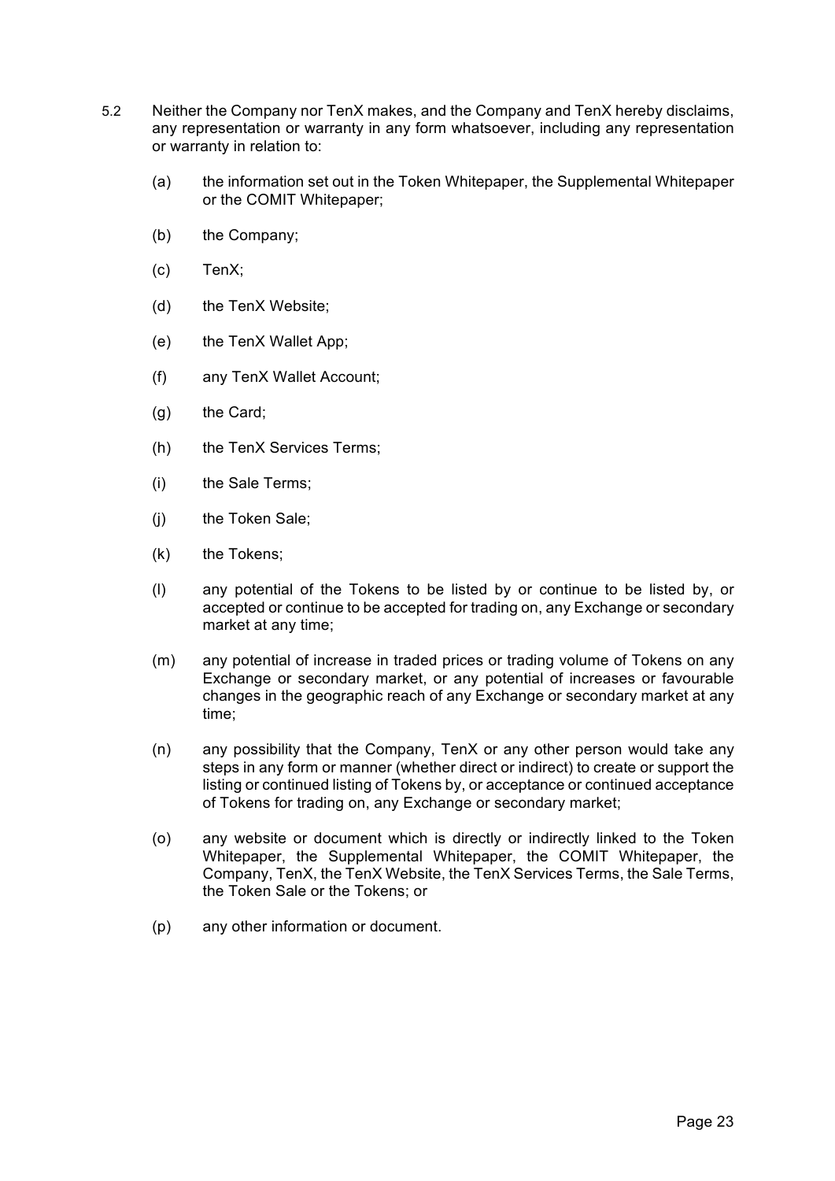5.2 Neither the Company nor TenX makes, and the Company and TenX hereby disclaims, any representation or warranty in any form whatsoever, including any representation or warranty in relation to:

(a) the information set out in the Token Whitepaper, the Supplemental Whitepaper or the COMIT Whitepaper;

(b) the Company;

(c) TenX;

(d) the TenX Website;

(e) the TenX Wallet App;

(f) any TenX Wallet Account;

(g) the Card;

(h) the TenX Services Terms;

(i) the Sale Terms;

(j) the Token Sale;

(k) the Tokens;

(l) any potential of the Tokens to be listed by or continue to be listed by, or accepted or continue to be accepted for trading on, any Exchange or secondary market at any time;

(m) any potential of increase in traded prices or trading volume of Tokens on any Exchange or secondary market, or any potential of increases or favourable changes in the geographic reach of any Exchange or secondary market at any time;

(n) any possibility that the Company, TenX or any other person would take any steps in any form or manner (whether direct or indirect) to create or support the listing or continued listing of Tokens by, or acceptance or continued acceptance of Tokens for trading on, any Exchange or secondary market;

(o) any website or document which is directly or indirectly linked to the Token Whitepaper, the Supplemental Whitepaper, the COMIT Whitepaper, the Company, TenX, the TenX Website, the TenX Services Terms, the Sale Terms, the Token Sale or the Tokens; or

(p) any other information or document.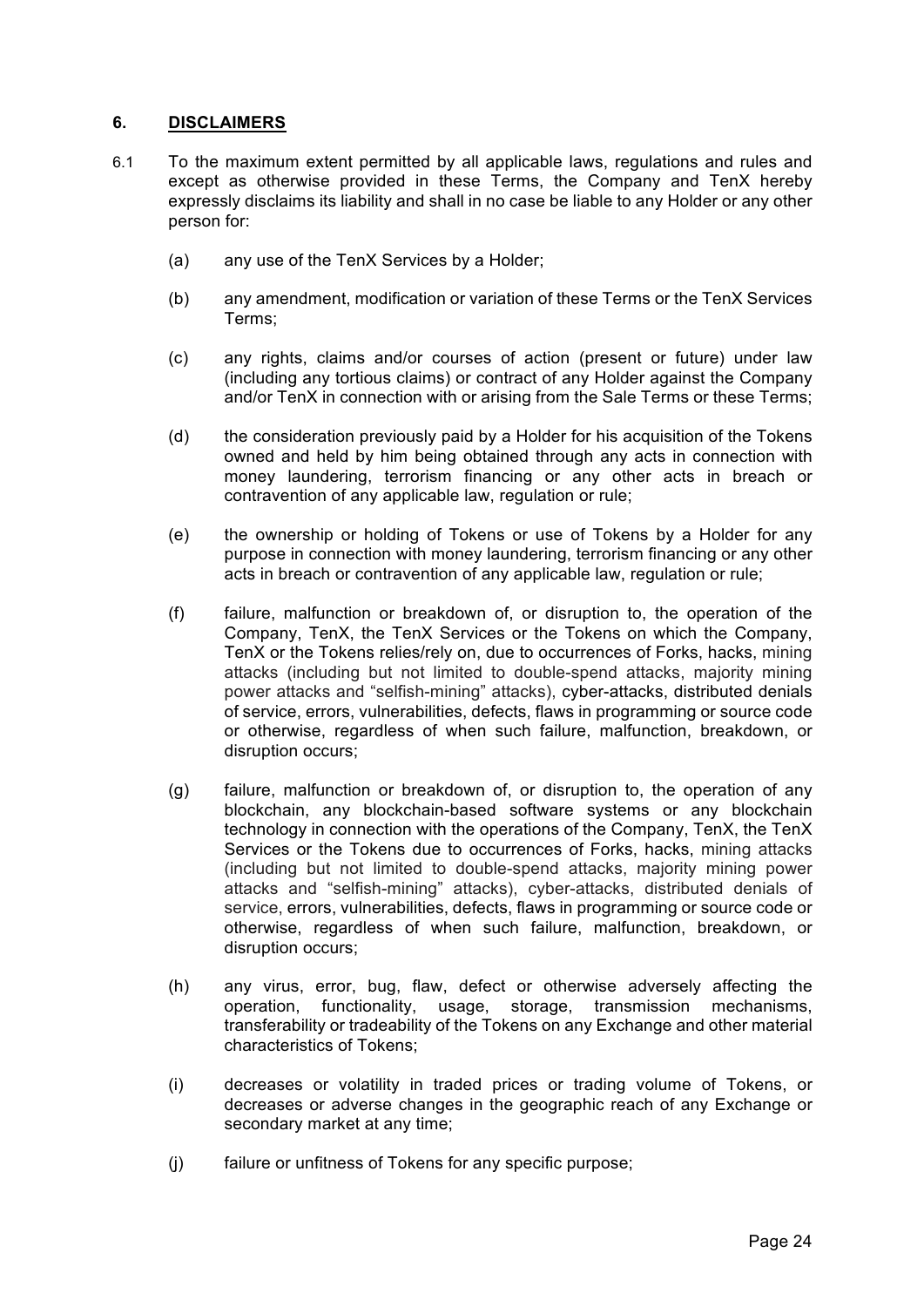## 6. DISCLAIMERS

6.1 To the maximum extent permitted by all applicable laws, regulations and rules and except as otherwise provided in these Terms, the Company and TenX hereby expressly disclaims its liability and shall in no case be liable to any Holder or any other person for:

(a) any use of the TenX Services by a Holder;

(b) any amendment, modification or variation of these Terms or the TenX Services Terms;

(c) any rights, claims and/or courses of action (present or future) under law (including any tortious claims) or contract of any Holder against the Company and/or TenX in connection with or arising from the Sale Terms or these Terms;

(d) the consideration previously paid by a Holder for his acquisition of the Tokens owned and held by him being obtained through any acts in connection with money laundering, terrorism financing or any other acts in breach or contravention of any applicable law, regulation or rule;

(e) the ownership or holding of Tokens or use of Tokens by a Holder for any purpose in connection with money laundering, terrorism financing or any other acts in breach or contravention of any applicable law, regulation or rule;

(f) failure, malfunction or breakdown of, or disruption to, the operation of the Company, TenX, the TenX Services or the Tokens on which the Company, TenX or the Tokens relies/rely on, due to occurrences of Forks, hacks, mining attacks (including but not limited to double-spend attacks, majority mining power attacks and "selfish-mining" attacks), cyber-attacks, distributed denials of service, errors, vulnerabilities, defects, flaws in programming or source code or otherwise, regardless of when such failure, malfunction, breakdown, or disruption occurs;

(g) failure, malfunction or breakdown of, or disruption to, the operation of any blockchain, any blockchain-based software systems or any blockchain technology in connection with the operations of the Company, TenX, the TenX Services or the Tokens due to occurrences of Forks, hacks, mining attacks (including but not limited to double-spend attacks, majority mining power attacks and "selfish-mining" attacks), cyber-attacks, distributed denials of service, errors, vulnerabilities, defects, flaws in programming or source code or otherwise, regardless of when such failure, malfunction, breakdown, or disruption occurs;

(h) any virus, error, bug, flaw, defect or otherwise adversely affecting the operation, functionality, usage, storage, transmission mechanisms, transferability or tradeability of the Tokens on any Exchange and other material characteristics of Tokens;

(i) decreases or volatility in traded prices or trading volume of Tokens, or decreases or adverse changes in the geographic reach of any Exchange or secondary market at any time;

(j) failure or unfitness of Tokens for any specific purpose;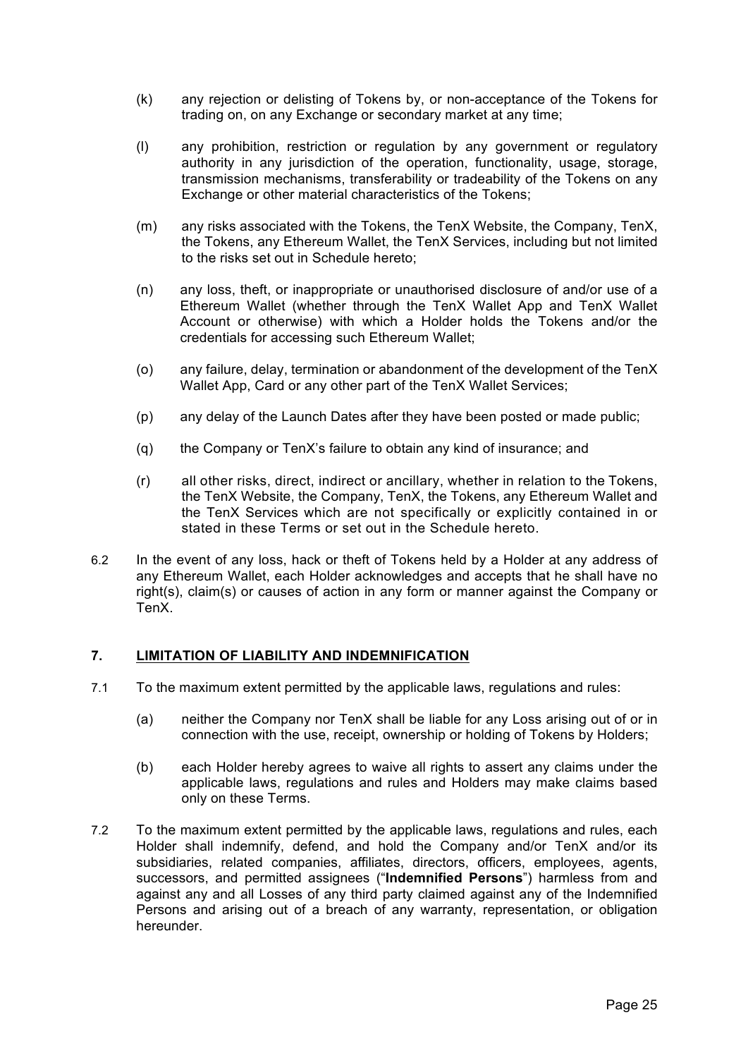(k) any rejection or delisting of Tokens by, or non-acceptance of the Tokens for trading on, on any Exchange or secondary market at any time;

(l) any prohibition, restriction or regulation by any government or regulatory authority in any jurisdiction of the operation, functionality, usage, storage, transmission mechanisms, transferability or tradeability of the Tokens on any Exchange or other material characteristics of the Tokens;

(m) any risks associated with the Tokens, the TenX Website, the Company, TenX, the Tokens, any Ethereum Wallet, the TenX Services, including but not limited to the risks set out in Schedule hereto;

(n) any loss, theft, or inappropriate or unauthorised disclosure of and/or use of a Ethereum Wallet (whether through the TenX Wallet App and TenX Wallet Account or otherwise) with which a Holder holds the Tokens and/or the credentials for accessing such Ethereum Wallet;

(o) any failure, delay, termination or abandonment of the development of the TenX Wallet App, Card or any other part of the TenX Wallet Services;

(p) any delay of the Launch Dates after they have been posted or made public;

(q) the Company or TenX's failure to obtain any kind of insurance; and

(r) all other risks, direct, indirect or ancillary, whether in relation to the Tokens, the TenX Website, the Company, TenX, the Tokens, any Ethereum Wallet and the TenX Services which are not specifically or explicitly contained in or stated in these Terms or set out in the Schedule hereto.

6.2 In the event of any loss, hack or theft of Tokens held by a Holder at any address of any Ethereum Wallet, each Holder acknowledges and accepts that he shall have no right(s), claim(s) or causes of action in any form or manner against the Company or TenX.

## 7. LIMITATION OF LIABILITY AND INDEMNIFICATION

7.1 To the maximum extent permitted by the applicable laws, regulations and rules:

(a) neither the Company nor TenX shall be liable for any Loss arising out of or in connection with the use, receipt, ownership or holding of Tokens by Holders;

(b) each Holder hereby agrees to waive all rights to assert any claims under the applicable laws, regulations and rules and Holders may make claims based only on these Terms.

7.2 To the maximum extent permitted by the applicable laws, regulations and rules, each Holder shall indemnify, defend, and hold the Company and/or TenX and/or its subsidiaries, related companies, affiliates, directors, officers, employees, agents, successors, and permitted assignees ("**Indemnified Persons**") harmless from and against any and all Losses of any third party claimed against any of the Indemnified Persons and arising out of a breach of any warranty, representation, or obligation hereunder.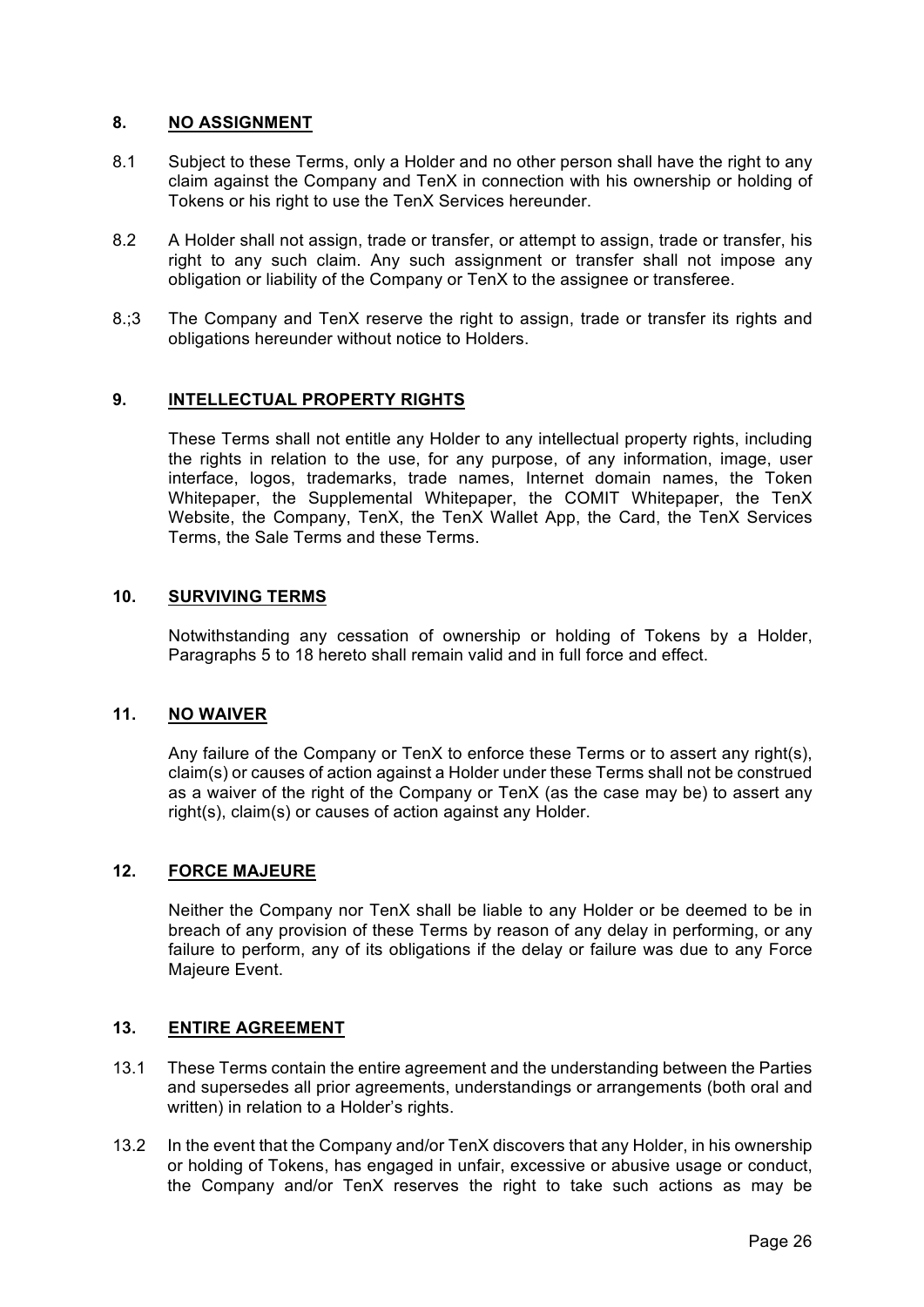## 8. <u>NO ASSIGNMENT</u>

8.1 Subject to these Terms, only a Holder and no other person shall have the right to any claim against the Company and TenX in connection with his ownership or holding of Tokens or his right to use the TenX Services hereunder.

8.2 A Holder shall not assign, trade or transfer, or attempt to assign, trade or transfer, his right to any such claim. Any such assignment or transfer shall not impose any obligation or liability of the Company or TenX to the assignee or transferee.

8.;3 The Company and TenX reserve the right to assign, trade or transfer its rights and obligations hereunder without notice to Holders.

## 9. <u>INTELLECTUAL PROPERTY RIGHTS</u>

These Terms shall not entitle any Holder to any intellectual property rights, including the rights in relation to the use, for any purpose, of any information, image, user interface, logos, trademarks, trade names, Internet domain names, the Token Whitepaper, the Supplemental Whitepaper, the COMIT Whitepaper, the TenX Website, the Company, TenX, the TenX Wallet App, the Card, the TenX Services Terms, the Sale Terms and these Terms.

## 10. <u>SURVIVING TERMS</u>

Notwithstanding any cessation of ownership or holding of Tokens by a Holder, Paragraphs 5 to 18 hereto shall remain valid and in full force and effect.

## 11. <u>NO WAIVER</u>

Any failure of the Company or TenX to enforce these Terms or to assert any right(s), claim(s) or causes of action against a Holder under these Terms shall not be construed as a waiver of the right of the Company or TenX (as the case may be) to assert any right(s), claim(s) or causes of action against any Holder.

## 12. <u>FORCE MAJEURE</u>

Neither the Company nor TenX shall be liable to any Holder or be deemed to be in breach of any provision of these Terms by reason of any delay in performing, or any failure to perform, any of its obligations if the delay or failure was due to any Force Majeure Event.

## 13. <u>ENTIRE AGREEMENT</u>

13.1 These Terms contain the entire agreement and the understanding between the Parties and supersedes all prior agreements, understandings or arrangements (both oral and written) in relation to a Holder's rights.

13.2 In the event that the Company and/or TenX discovers that any Holder, in his ownership or holding of Tokens, has engaged in unfair, excessive or abusive usage or conduct, the Company and/or TenX reserves the right to take such actions as may be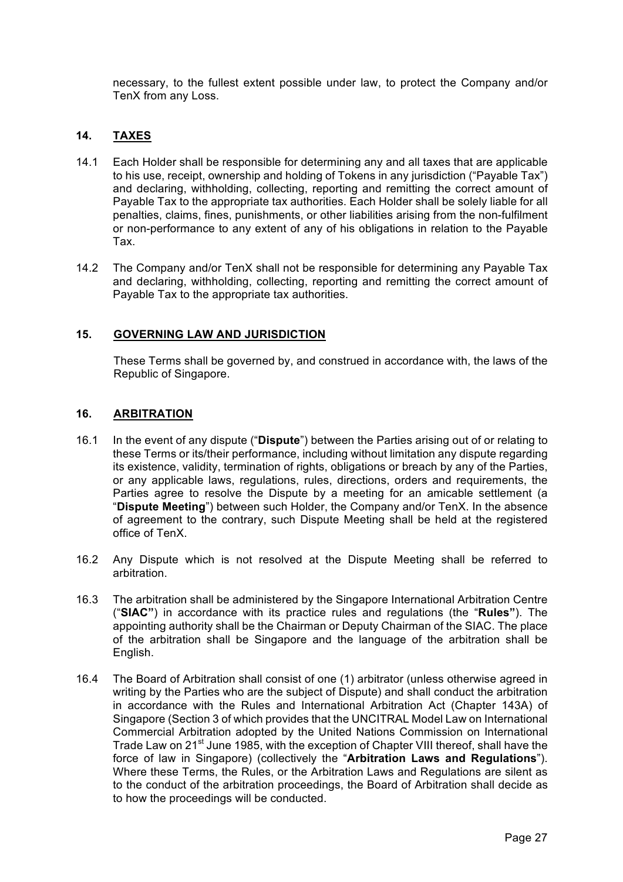necessary, to the fullest extent possible under law, to protect the Company and/or TenX from any Loss.

## 14. TAXES

14.1 Each Holder shall be responsible for determining any and all taxes that are applicable to his use, receipt, ownership and holding of Tokens in any jurisdiction ("Payable Tax") and declaring, withholding, collecting, reporting and remitting the correct amount of Payable Tax to the appropriate tax authorities. Each Holder shall be solely liable for all penalties, claims, fines, punishments, or other liabilities arising from the non-fulfilment or non-performance to any extent of any of his obligations in relation to the Payable Tax.

14.2 The Company and/or TenX shall not be responsible for determining any Payable Tax and declaring, withholding, collecting, reporting and remitting the correct amount of Payable Tax to the appropriate tax authorities.

## 15. GOVERNING LAW AND JURISDICTION

These Terms shall be governed by, and construed in accordance with, the laws of the Republic of Singapore.

## 16. ARBITRATION

16.1 In the event of any dispute ("**Dispute**") between the Parties arising out of or relating to these Terms or its/their performance, including without limitation any dispute regarding its existence, validity, termination of rights, obligations or breach by any of the Parties, or any applicable laws, regulations, rules, directions, orders and requirements, the Parties agree to resolve the Dispute by a meeting for an amicable settlement (a "**Dispute Meeting**") between such Holder, the Company and/or TenX. In the absence of agreement to the contrary, such Dispute Meeting shall be held at the registered office of TenX.

16.2 Any Dispute which is not resolved at the Dispute Meeting shall be referred to arbitration.

16.3 The arbitration shall be administered by the Singapore International Arbitration Centre ("**SIAC**") in accordance with its practice rules and regulations (the "**Rules**"). The appointing authority shall be the Chairman or Deputy Chairman of the SIAC. The place of the arbitration shall be Singapore and the language of the arbitration shall be English.

16.4 The Board of Arbitration shall consist of one (1) arbitrator (unless otherwise agreed in writing by the Parties who are the subject of Dispute) and shall conduct the arbitration in accordance with the Rules and International Arbitration Act (Chapter 143A) of Singapore (Section 3 of which provides that the UNCITRAL Model Law on International Commercial Arbitration adopted by the United Nations Commission on International Trade Law on 21st June 1985, with the exception of Chapter VIII thereof, shall have the force of law in Singapore) (collectively the "**Arbitration Laws and Regulations**"). Where these Terms, the Rules, or the Arbitration Laws and Regulations are silent as to the conduct of the arbitration proceedings, the Board of Arbitration shall decide as to how the proceedings will be conducted.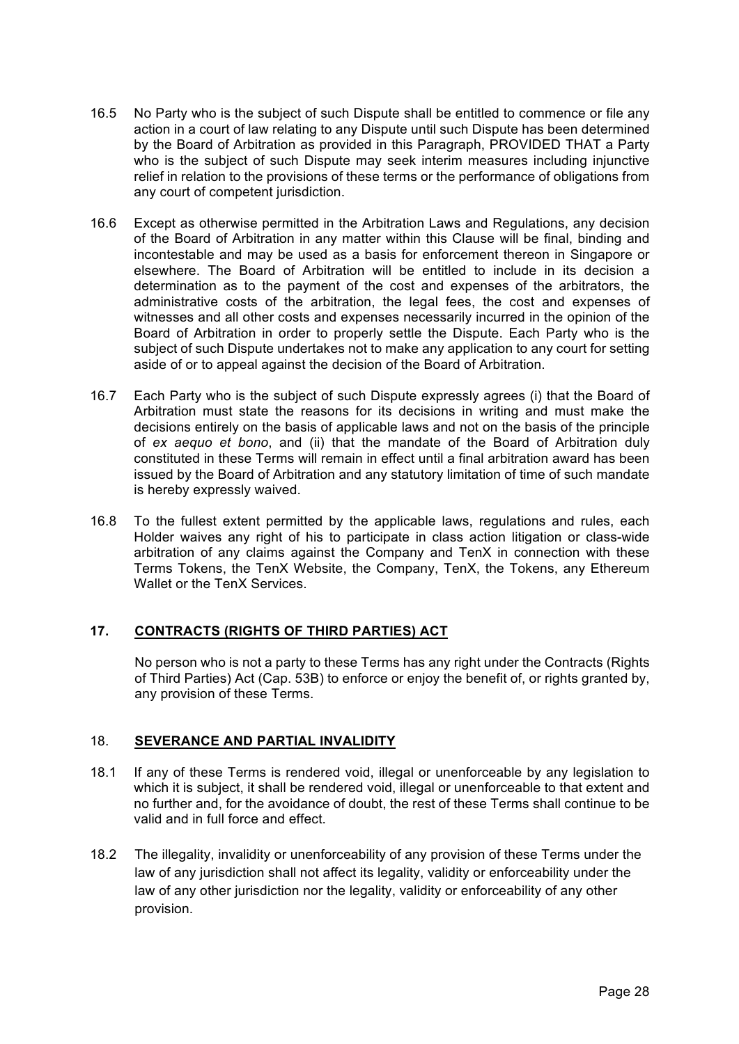16.5 No Party who is the subject of such Dispute shall be entitled to commence or file any action in a court of law relating to any Dispute until such Dispute has been determined by the Board of Arbitration as provided in this Paragraph, PROVIDED THAT a Party who is the subject of such Dispute may seek interim measures including injunctive relief in relation to the provisions of these terms or the performance of obligations from any court of competent jurisdiction.

16.6 Except as otherwise permitted in the Arbitration Laws and Regulations, any decision of the Board of Arbitration in any matter within this Clause will be final, binding and incontestable and may be used as a basis for enforcement thereon in Singapore or elsewhere. The Board of Arbitration will be entitled to include in its decision a determination as to the payment of the cost and expenses of the arbitrators, the administrative costs of the arbitration, the legal fees, the cost and expenses of witnesses and all other costs and expenses necessarily incurred in the opinion of the Board of Arbitration in order to properly settle the Dispute. Each Party who is the subject of such Dispute undertakes not to make any application to any court for setting aside of or to appeal against the decision of the Board of Arbitration.

16.7 Each Party who is the subject of such Dispute expressly agrees (i) that the Board of Arbitration must state the reasons for its decisions in writing and must make the decisions entirely on the basis of applicable laws and not on the basis of the principle of *ex aequo et bono*, and (ii) that the mandate of the Board of Arbitration duly constituted in these Terms will remain in effect until a final arbitration award has been issued by the Board of Arbitration and any statutory limitation of time of such mandate is hereby expressly waived.

16.8 To the fullest extent permitted by the applicable laws, regulations and rules, each Holder waives any right of his to participate in class action litigation or class-wide arbitration of any claims against the Company and TenX in connection with these Terms Tokens, the TenX Website, the Company, TenX, the Tokens, any Ethereum Wallet or the TenX Services.

## 17. CONTRACTS (RIGHTS OF THIRD PARTIES) ACT

No person who is not a party to these Terms has any right under the Contracts (Rights of Third Parties) Act (Cap. 53B) to enforce or enjoy the benefit of, or rights granted by, any provision of these Terms.

## 18. SEVERANCE AND PARTIAL INVALIDITY

18.1 If any of these Terms is rendered void, illegal or unenforceable by any legislation to which it is subject, it shall be rendered void, illegal or unenforceable to that extent and no further and, for the avoidance of doubt, the rest of these Terms shall continue to be valid and in full force and effect.

18.2 The illegality, invalidity or unenforceability of any provision of these Terms under the law of any jurisdiction shall not affect its legality, validity or enforceability under the law of any other jurisdiction nor the legality, validity or enforceability of any other provision.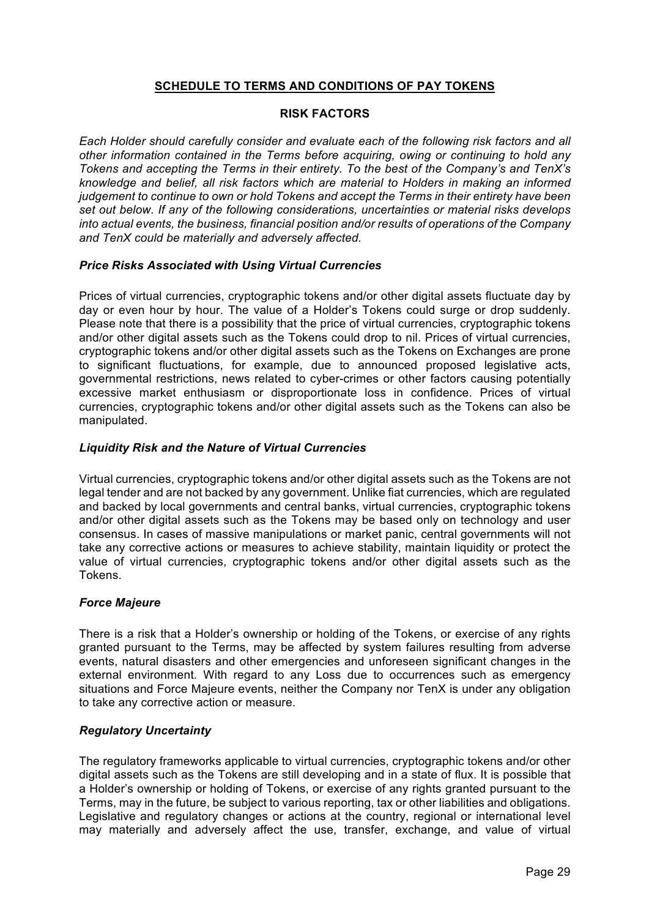## **SCHEDULE TO TERMS AND CONDITIONS OF PAY TOKENS**

### **RISK FACTORS**

*Each Holder should carefully consider and evaluate each of the following risk factors and all other information contained in the Terms before acquiring, owing or continuing to hold any Tokens and accepting the Terms in their entirety. To the best of the Company's and TenX's knowledge and belief, all risk factors which are material to Holders in making an informed judgement to continue to own or hold Tokens and accept the Terms in their entirety have been set out below. If any of the following considerations, uncertainties or material risks develops into actual events, the business, financial position and/or results of operations of the Company and TenX could be materially and adversely affected.*

***Price Risks Associated with Using Virtual Currencies***

Prices of virtual currencies, cryptographic tokens and/or other digital assets fluctuate day by day or even hour by hour. The value of a Holder's Tokens could surge or drop suddenly. Please note that there is a possibility that the price of virtual currencies, cryptographic tokens and/or other digital assets such as the Tokens could drop to nil. Prices of virtual currencies, cryptographic tokens and/or other digital assets such as the Tokens on Exchanges are prone to significant fluctuations, for example, due to announced proposed legislative acts, governmental restrictions, news related to cyber-crimes or other factors causing potentially excessive market enthusiasm or disproportionate loss in confidence. Prices of virtual currencies, cryptographic tokens and/or other digital assets such as the Tokens can also be manipulated.

***Liquidity Risk and the Nature of Virtual Currencies***

Virtual currencies, cryptographic tokens and/or other digital assets such as the Tokens are not legal tender and are not backed by any government. Unlike fiat currencies, which are regulated and backed by local governments and central banks, virtual currencies, cryptographic tokens and/or other digital assets such as the Tokens may be based only on technology and user consensus. In cases of massive manipulations or market panic, central governments will not take any corrective actions or measures to achieve stability, maintain liquidity or protect the value of virtual currencies, cryptographic tokens and/or other digital assets such as the Tokens.

***Force Majeure***

There is a risk that a Holder's ownership or holding of the Tokens, or exercise of any rights granted pursuant to the Terms, may be affected by system failures resulting from adverse events, natural disasters and other emergencies and unforeseen significant changes in the external environment. With regard to any Loss due to occurrences such as emergency situations and Force Majeure events, neither the Company nor TenX is under any obligation to take any corrective action or measure.

***Regulatory Uncertainty***

The regulatory frameworks applicable to virtual currencies, cryptographic tokens and/or other digital assets such as the Tokens are still developing and in a state of flux. It is possible that a Holder's ownership or holding of Tokens, or exercise of any rights granted pursuant to the Terms, may in the future, be subject to various reporting, tax or other liabilities and obligations. Legislative and regulatory changes or actions at the country, regional or international level may materially and adversely affect the use, transfer, exchange, and value of virtual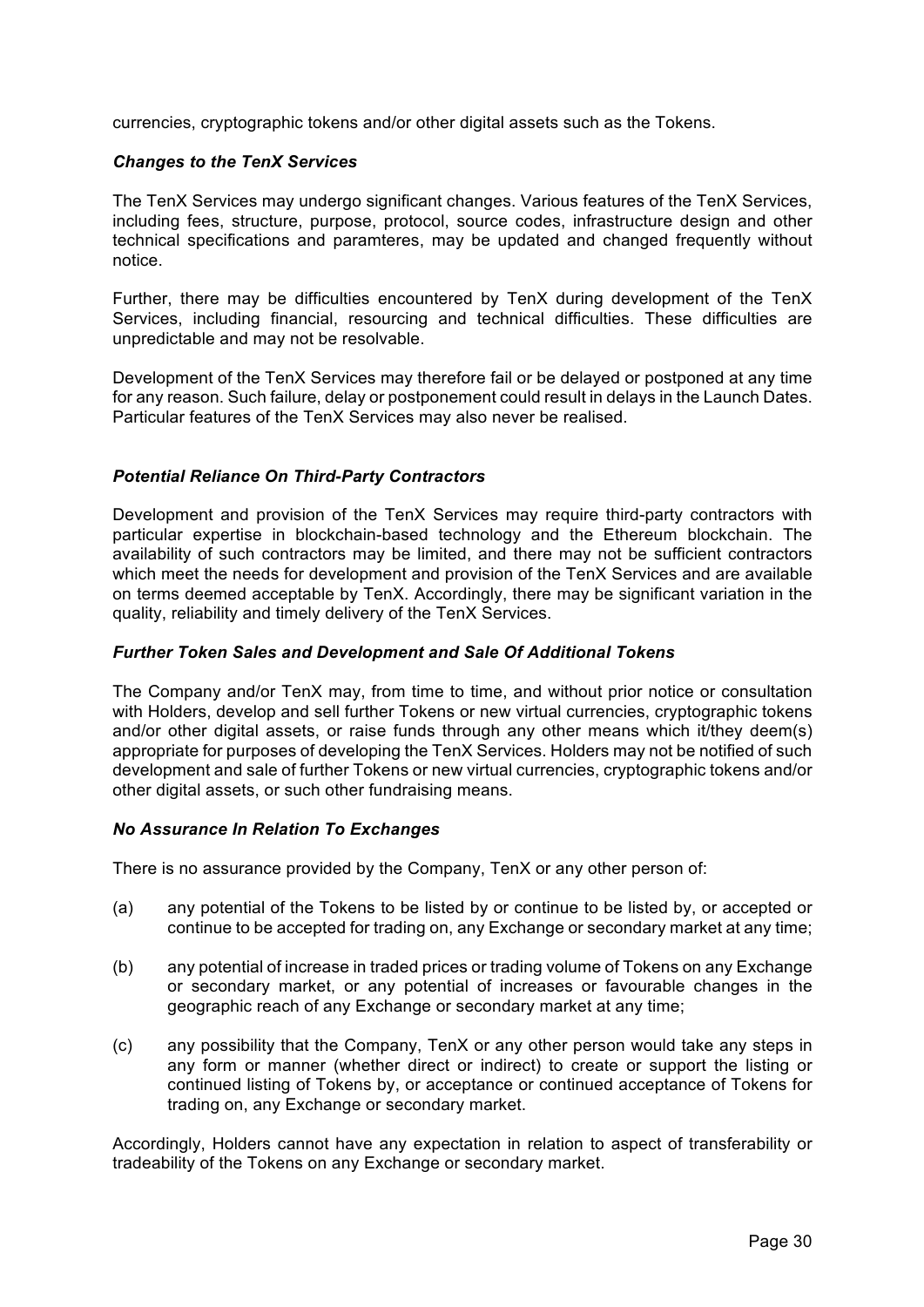currencies, cryptographic tokens and/or other digital assets such as the Tokens.

***Changes to the TenX Services***

The TenX Services may undergo significant changes. Various features of the TenX Services, including fees, structure, purpose, protocol, source codes, infrastructure design and other technical specifications and paramteres, may be updated and changed frequently without notice.

Further, there may be difficulties encountered by TenX during development of the TenX Services, including financial, resourcing and technical difficulties. These difficulties are unpredictable and may not be resolvable.

Development of the TenX Services may therefore fail or be delayed or postponed at any time for any reason. Such failure, delay or postponement could result in delays in the Launch Dates. Particular features of the TenX Services may also never be realised.

***Potential Reliance On Third-Party Contractors***

Development and provision of the TenX Services may require third-party contractors with particular expertise in blockchain-based technology and the Ethereum blockchain. The availability of such contractors may be limited, and there may not be sufficient contractors which meet the needs for development and provision of the TenX Services and are available on terms deemed acceptable by TenX. Accordingly, there may be significant variation in the quality, reliability and timely delivery of the TenX Services.

***Further Token Sales and Development and Sale Of Additional Tokens***

The Company and/or TenX may, from time to time, and without prior notice or consultation with Holders, develop and sell further Tokens or new virtual currencies, cryptographic tokens and/or other digital assets, or raise funds through any other means which it/they deem(s) appropriate for purposes of developing the TenX Services. Holders may not be notified of such development and sale of further Tokens or new virtual currencies, cryptographic tokens and/or other digital assets, or such other fundraising means.

***No Assurance In Relation To Exchanges***

There is no assurance provided by the Company, TenX or any other person of:

(a) any potential of the Tokens to be listed by or continue to be listed by, or accepted or continue to be accepted for trading on, any Exchange or secondary market at any time;

(b) any potential of increase in traded prices or trading volume of Tokens on any Exchange or secondary market, or any potential of increases or favourable changes in the geographic reach of any Exchange or secondary market at any time;

(c) any possibility that the Company, TenX or any other person would take any steps in any form or manner (whether direct or indirect) to create or support the listing or continued listing of Tokens by, or acceptance or continued acceptance of Tokens for trading on, any Exchange or secondary market.

Accordingly, Holders cannot have any expectation in relation to aspect of transferability or tradeability of the Tokens on any Exchange or secondary market.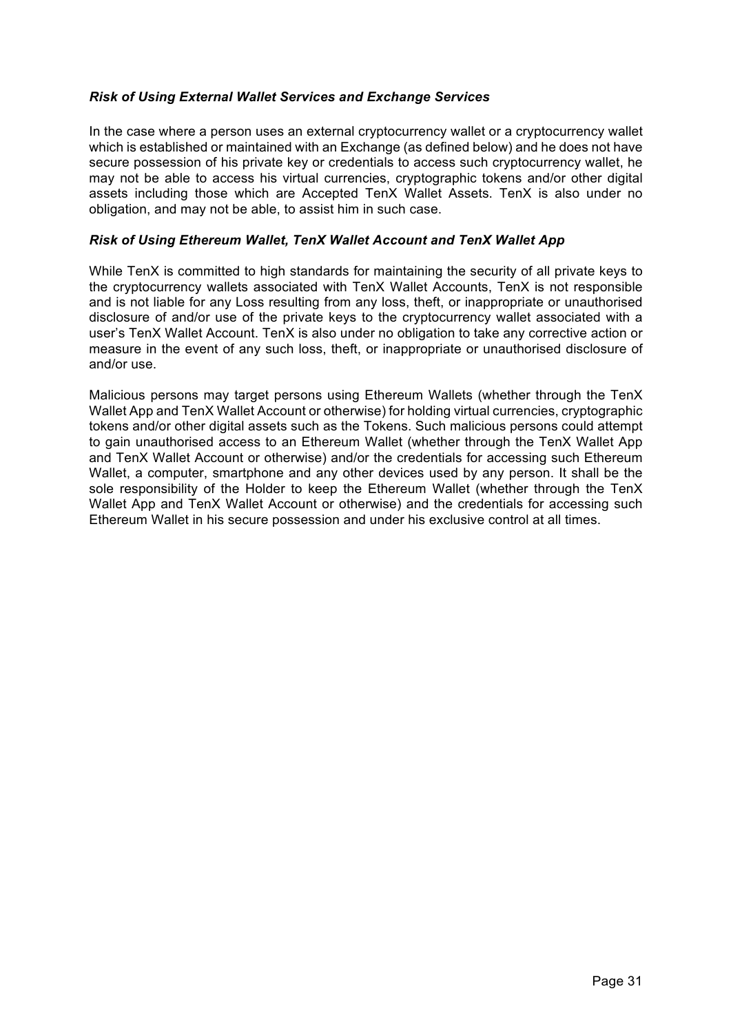### *Risk of Using External Wallet Services and Exchange Services*

In the case where a person uses an external cryptocurrency wallet or a cryptocurrency wallet which is established or maintained with an Exchange (as defined below) and he does not have secure possession of his private key or credentials to access such cryptocurrency wallet, he may not be able to access his virtual currencies, cryptographic tokens and/or other digital assets including those which are Accepted TenX Wallet Assets. TenX is also under no obligation, and may not be able, to assist him in such case.

### *Risk of Using Ethereum Wallet, TenX Wallet Account and TenX Wallet App*

While TenX is committed to high standards for maintaining the security of all private keys to the cryptocurrency wallets associated with TenX Wallet Accounts, TenX is not responsible and is not liable for any Loss resulting from any loss, theft, or inappropriate or unauthorised disclosure of and/or use of the private keys to the cryptocurrency wallet associated with a user's TenX Wallet Account. TenX is also under no obligation to take any corrective action or measure in the event of any such loss, theft, or inappropriate or unauthorised disclosure of and/or use.

Malicious persons may target persons using Ethereum Wallets (whether through the TenX Wallet App and TenX Wallet Account or otherwise) for holding virtual currencies, cryptographic tokens and/or other digital assets such as the Tokens. Such malicious persons could attempt to gain unauthorised access to an Ethereum Wallet (whether through the TenX Wallet App and TenX Wallet Account or otherwise) and/or the credentials for accessing such Ethereum Wallet, a computer, smartphone and any other devices used by any person. It shall be the sole responsibility of the Holder to keep the Ethereum Wallet (whether through the TenX Wallet App and TenX Wallet Account or otherwise) and the credentials for accessing such Ethereum Wallet in his secure possession and under his exclusive control at all times.